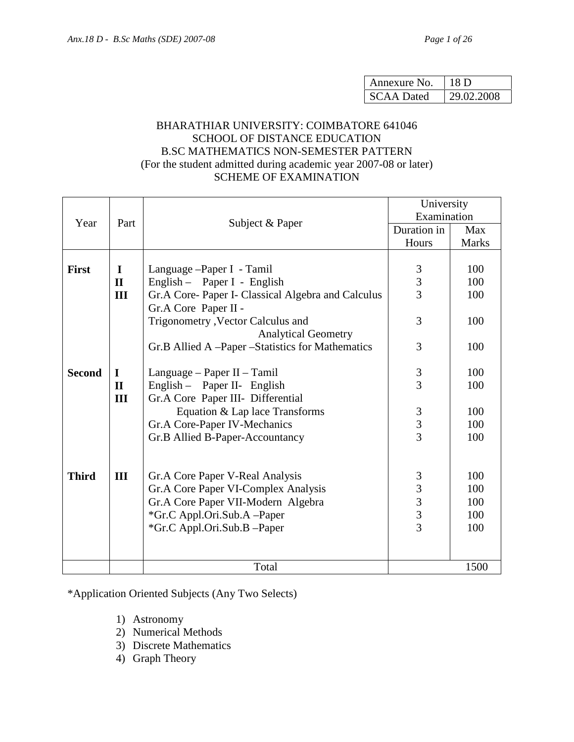| Annexure No. | 18 D |
|---|---|
| SCAA Dated | 29.02.2008 |

BHARATHIAR UNIVERSITY: COIMBATORE 641046
SCHOOL OF DISTANCE EDUCATION
B.SC MATHEMATICS NON-SEMESTER PATTERN
(For the student admitted during academic year 2007-08 or later)
SCHEME OF EXAMINATION

| Year | Part | Subject & Paper | University Examination | |
|---|---|---|---|---|
| | | | Duration in Hours | Max Marks |
| **First** | **I** | Language –Paper I - Tamil | 3 | 100 |
| | **II** | English – Paper I - English | 3 | 100 |
| | **III** | Gr.A Core- Paper I- Classical Algebra and Calculus | 3 | 100 |
| | | Gr.A Core Paper II - Trigonometry ,Vector Calculus and Analytical Geometry | 3 | 100 |
| | | Gr.B Allied A –Paper –Statistics for Mathematics | 3 | 100 |
| **Second** | **I** | Language – Paper II – Tamil | 3 | 100 |
| | **II** | English – Paper II- English | 3 | 100 |
| | **III** | Gr.A Core Paper III- Differential Equation & Lap lace Transforms | 3 | 100 |
| | | Gr.A Core-Paper IV-Mechanics | 3 | 100 |
| | | Gr.B Allied B-Paper-Accountancy | 3 | 100 |
| **Third** | **III** | Gr.A Core Paper V-Real Analysis | 3 | 100 |
| | | Gr.A Core Paper VI-Complex Analysis | 3 | 100 |
| | | Gr.A Core Paper VII-Modern Algebra | 3 | 100 |
| | | *Gr.C Appl.Ori.Sub.A –Paper | 3 | 100 |
| | | *Gr.C Appl.Ori.Sub.B –Paper | 3 | 100 |
| | | Total | | 1500 |

*Application Oriented Subjects (Any Two Selects)

1) Astronomy
2) Numerical Methods
3) Discrete Mathematics
4) Graph Theory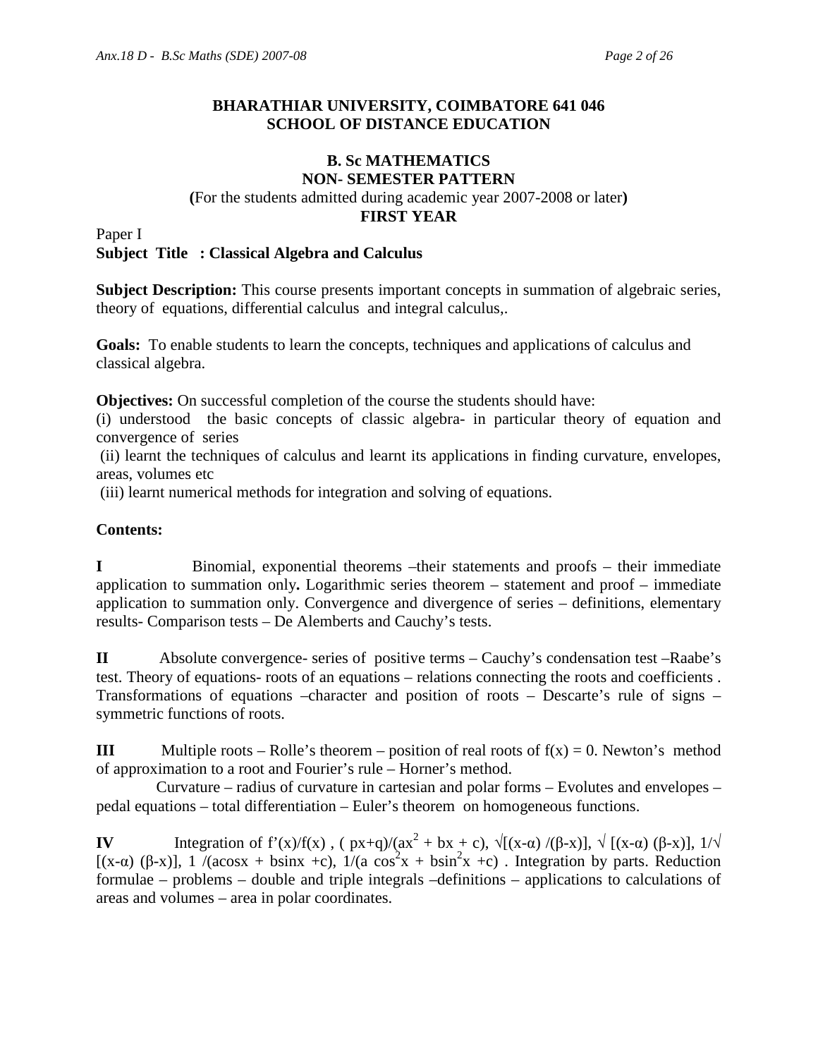**BHARATHIAR UNIVERSITY, COIMBATORE 641 046**
**SCHOOL OF DISTANCE EDUCATION**

**B. Sc MATHEMATICS**
**NON- SEMESTER PATTERN**
**(**For the students admitted during academic year 2007-2008 or later**)**
**FIRST YEAR**

Paper I
**Subject Title : Classical Algebra and Calculus**

**Subject Description:** This course presents important concepts in summation of algebraic series, theory of equations, differential calculus and integral calculus,.

**Goals:** To enable students to learn the concepts, techniques and applications of calculus and classical algebra.

**Objectives:** On successful completion of the course the students should have:
(i) understood the basic concepts of classic algebra- in particular theory of equation and convergence of series
(ii) learnt the techniques of calculus and learnt its applications in finding curvature, envelopes, areas, volumes etc
(iii) learnt numerical methods for integration and solving of equations.

**Contents:**

**I** Binomial, exponential theorems –their statements and proofs – their immediate application to summation only**.** Logarithmic series theorem – statement and proof – immediate application to summation only. Convergence and divergence of series – definitions, elementary results- Comparison tests – De Alemberts and Cauchy's tests.

**II** Absolute convergence- series of positive terms – Cauchy's condensation test –Raabe's test. Theory of equations- roots of an equations – relations connecting the roots and coefficients . Transformations of equations –character and position of roots – Descarte's rule of signs – symmetric functions of roots.

**III** Multiple roots – Rolle's theorem – position of real roots of $f(x) = 0$. Newton's method of approximation to a root and Fourier's rule – Horner's method.

Curvature – radius of curvature in cartesian and polar forms – Evolutes and envelopes – pedal equations – total differentiation – Euler's theorem on homogeneous functions.

**IV** Integration of $f'(x)/f(x)$ , $(px+q)/(ax^2 + bx + c)$, $\sqrt{[(x-\alpha)/(\beta-x)]}$, $\sqrt{[(x-\alpha)(\beta-x)]}$, $1/\sqrt{[(x-\alpha)(\beta-x)]}$, $1/(a\cos x + b\sin x + c)$, $1/(a\cos^2 x + b\sin^2 x + c)$ . Integration by parts. Reduction formulae – problems – double and triple integrals –definitions – applications to calculations of areas and volumes – area in polar coordinates.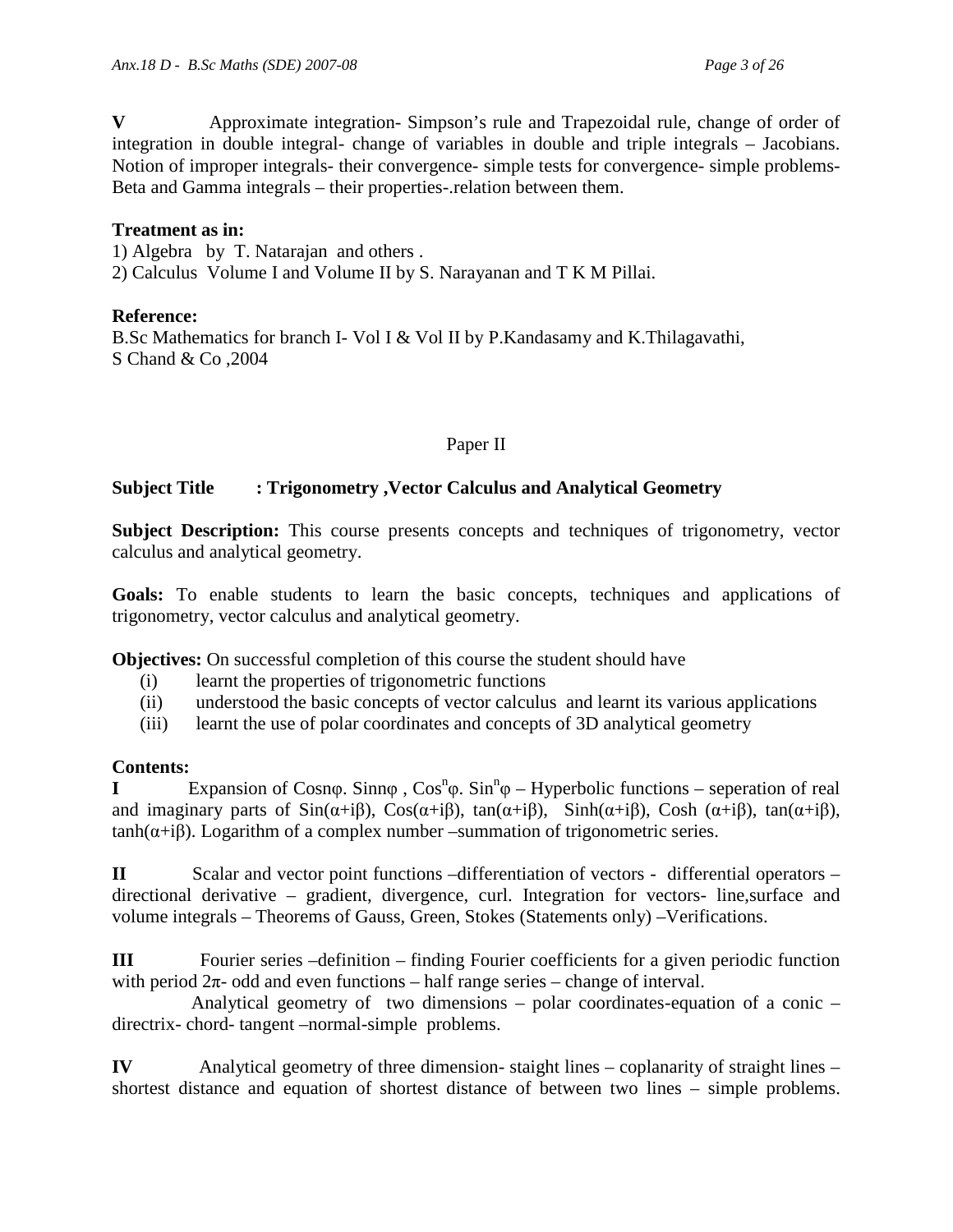**V** Approximate integration- Simpson's rule and Trapezoidal rule, change of order of integration in double integral- change of variables in double and triple integrals – Jacobians. Notion of improper integrals- their convergence- simple tests for convergence- simple problems- Beta and Gamma integrals – their properties-.relation between them.

**Treatment as in:**

1) Algebra by T. Natarajan and others .
2) Calculus Volume I and Volume II by S. Narayanan and T K M Pillai.

**Reference:**

B.Sc Mathematics for branch I- Vol I & Vol II by P.Kandasamy and K.Thilagavathi, S Chand & Co ,2004

Paper II

**Subject Title : Trigonometry ,Vector Calculus and Analytical Geometry**

**Subject Description:** This course presents concepts and techniques of trigonometry, vector calculus and analytical geometry.

**Goals:** To enable students to learn the basic concepts, techniques and applications of trigonometry, vector calculus and analytical geometry.

**Objectives:** On successful completion of this course the student should have

(i) learnt the properties of trigonometric functions
(ii) understood the basic concepts of vector calculus and learnt its various applications
(iii) learnt the use of polar coordinates and concepts of 3D analytical geometry

**Contents:**

**I** Expansion of $\text{Cos}n\varphi$. $\text{Sin}n\varphi$ , $\text{Cos}^n\varphi$. $\text{Sin}^n\varphi$ – Hyperbolic functions – seperation of real and imaginary parts of $\text{Sin}(\alpha+i\beta)$, $\text{Cos}(\alpha+i\beta)$, $\tan(\alpha+i\beta)$, $\text{Sinh}(\alpha+i\beta)$, $\text{Cosh}(\alpha+i\beta)$, $\tan(\alpha+i\beta)$, $\tanh(\alpha+i\beta)$. Logarithm of a complex number –summation of trigonometric series.

**II** Scalar and vector point functions –differentiation of vectors - differential operators – directional derivative – gradient, divergence, curl. Integration for vectors- line,surface and volume integrals – Theorems of Gauss, Green, Stokes (Statements only) –Verifications.

**III** Fourier series –definition – finding Fourier coefficients for a given periodic function with period $2\pi$- odd and even functions – half range series – change of interval.

Analytical geometry of two dimensions – polar coordinates-equation of a conic – directrix- chord- tangent –normal-simple problems.

**IV** Analytical geometry of three dimension- staight lines – coplanarity of straight lines – shortest distance and equation of shortest distance of between two lines – simple problems.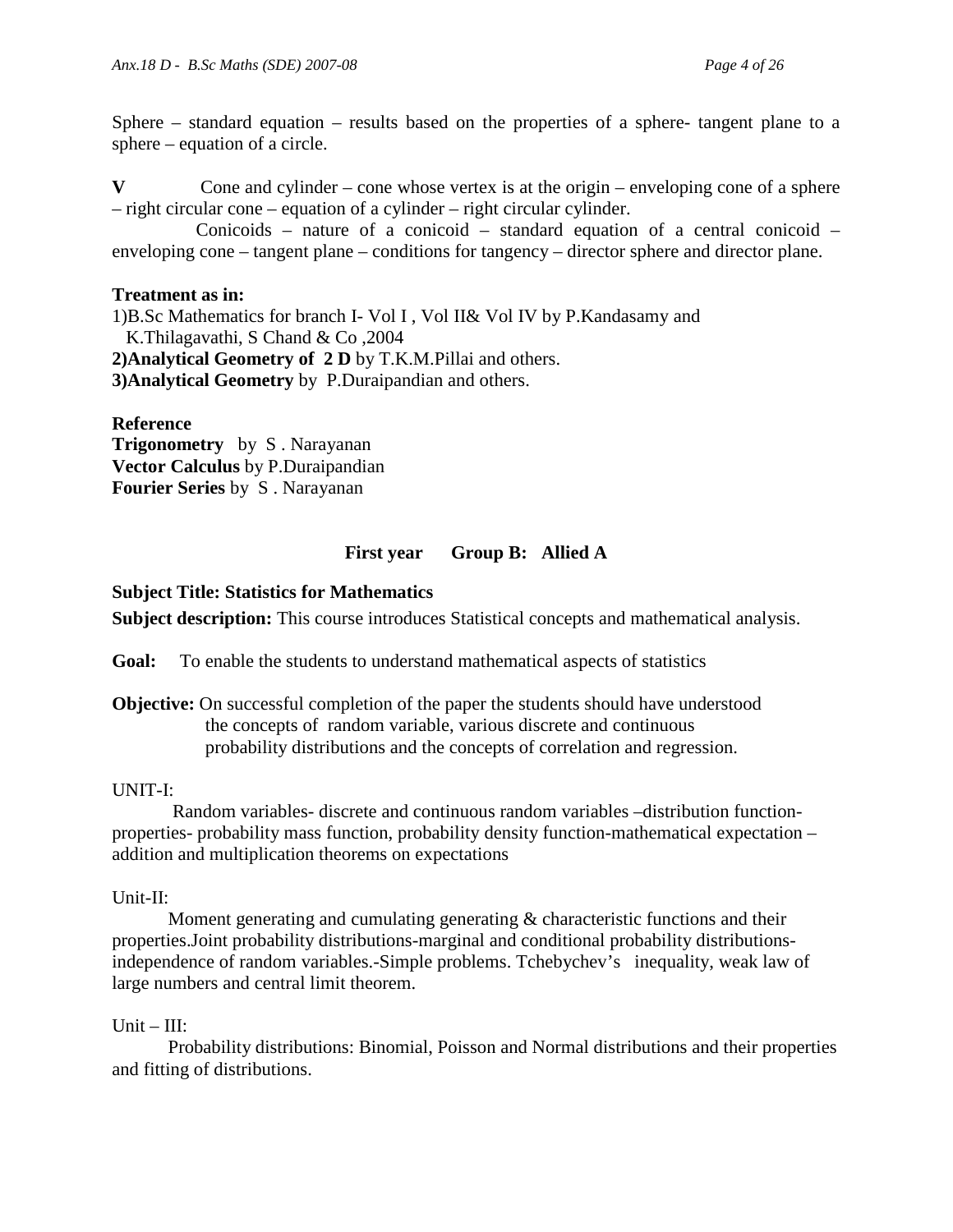Sphere – standard equation – results based on the properties of a sphere- tangent plane to a sphere – equation of a circle.

**V** Cone and cylinder – cone whose vertex is at the origin – enveloping cone of a sphere – right circular cone – equation of a cylinder – right circular cylinder.

Conicoids – nature of a conicoid – standard equation of a central conicoid – enveloping cone – tangent plane – conditions for tangency – director sphere and director plane.

**Treatment as in:**

1)B.Sc Mathematics for branch I- Vol I , Vol II& Vol IV by P.Kandasamy and K.Thilagavathi, S Chand & Co ,2004

**2)Analytical Geometry of 2 D** by T.K.M.Pillai and others.

**3)Analytical Geometry** by P.Duraipandian and others.

**Reference**

**Trigonometry** by S . Narayanan

**Vector Calculus** by P.Duraipandian

**Fourier Series** by S . Narayanan

## First year Group B: Allied A

**Subject Title: Statistics for Mathematics**

**Subject description:** This course introduces Statistical concepts and mathematical analysis.

**Goal:** To enable the students to understand mathematical aspects of statistics

**Objective:** On successful completion of the paper the students should have understood the concepts of random variable, various discrete and continuous probability distributions and the concepts of correlation and regression.

UNIT-I:

Random variables- discrete and continuous random variables –distribution function- properties- probability mass function, probability density function-mathematical expectation – addition and multiplication theorems on expectations

Unit-II:

Moment generating and cumulating generating & characteristic functions and their properties.Joint probability distributions-marginal and conditional probability distributions- independence of random variables.-Simple problems. Tchebychev's inequality, weak law of large numbers and central limit theorem.

Unit – III:

Probability distributions: Binomial, Poisson and Normal distributions and their properties and fitting of distributions.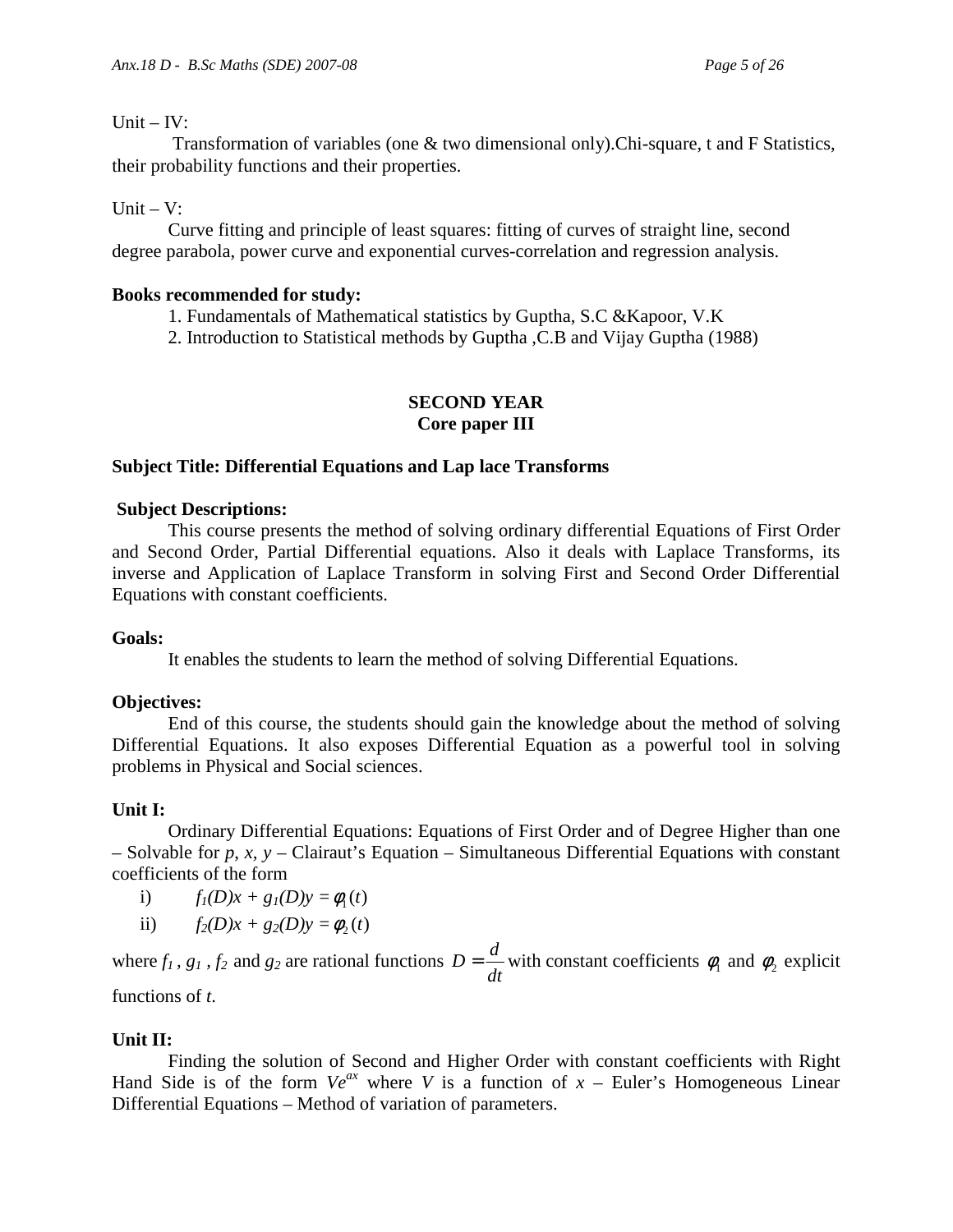Unit – IV:

Transformation of variables (one & two dimensional only).Chi-square, t and F Statistics, their probability functions and their properties.

Unit – V:

Curve fitting and principle of least squares: fitting of curves of straight line, second degree parabola, power curve and exponential curves-correlation and regression analysis.

**Books recommended for study:**

1. Fundamentals of Mathematical statistics by Guptha, S.C &Kapoor, V.K
2. Introduction to Statistical methods by Guptha ,C.B and Vijay Guptha (1988)

**SECOND YEAR**
**Core paper III**

**Subject Title: Differential Equations and Lap lace Transforms**

**Subject Descriptions:**

This course presents the method of solving ordinary differential Equations of First Order and Second Order, Partial Differential equations. Also it deals with Laplace Transforms, its inverse and Application of Laplace Transform in solving First and Second Order Differential Equations with constant coefficients.

**Goals:**

It enables the students to learn the method of solving Differential Equations.

**Objectives:**

End of this course, the students should gain the knowledge about the method of solving Differential Equations. It also exposes Differential Equation as a powerful tool in solving problems in Physical and Social sciences.

**Unit I:**

Ordinary Differential Equations: Equations of First Order and of Degree Higher than one – Solvable for *p, x, y* – Clairaut's Equation – Simultaneous Differential Equations with constant coefficients of the form

i) $f_1(D)x + g_1(D)y = \phi_1(t)$

ii) $f_2(D)x + g_2(D)y = \phi_2(t)$

where $f_1$ , $g_1$ , $f_2$ and $g_2$ are rational functions $D = \frac{d}{dt}$ with constant coefficients $\phi_1$ and $\phi_2$ explicit functions of *t*.

**Unit II:**

Finding the solution of Second and Higher Order with constant coefficients with Right Hand Side is of the form $Ve^{ax}$ where $V$ is a function of $x$ – Euler's Homogeneous Linear Differential Equations – Method of variation of parameters.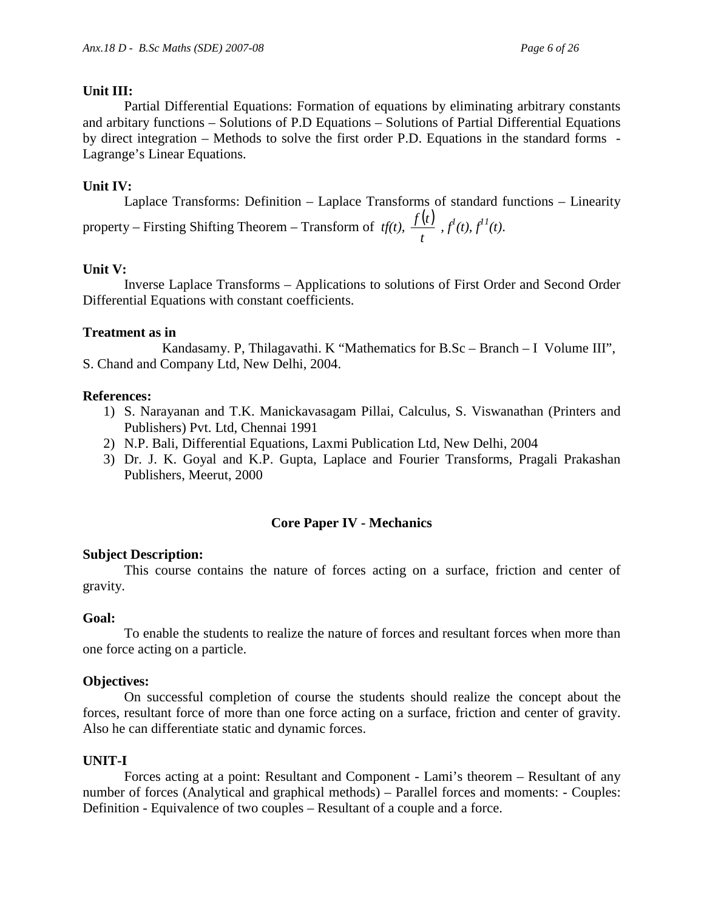**Unit III:**

Partial Differential Equations: Formation of equations by eliminating arbitrary constants and arbitary functions – Solutions of P.D Equations – Solutions of Partial Differential Equations by direct integration – Methods to solve the first order P.D. Equations in the standard forms - Lagrange's Linear Equations.

**Unit IV:**

Laplace Transforms: Definition – Laplace Transforms of standard functions – Linearity property – Firsting Shifting Theorem – Transform of $tf(t)$, $\frac{f(t)}{t}$, $f^{1}(t)$, $f^{11}(t)$.

**Unit V:**

Inverse Laplace Transforms – Applications to solutions of First Order and Second Order Differential Equations with constant coefficients.

**Treatment as in**

Kandasamy. P, Thilagavathi. K "Mathematics for B.Sc – Branch – I Volume III", S. Chand and Company Ltd, New Delhi, 2004.

**References:**

1) S. Narayanan and T.K. Manickavasagam Pillai, Calculus, S. Viswanathan (Printers and Publishers) Pvt. Ltd, Chennai 1991
2) N.P. Bali, Differential Equations, Laxmi Publication Ltd, New Delhi, 2004
3) Dr. J. K. Goyal and K.P. Gupta, Laplace and Fourier Transforms, Pragali Prakashan Publishers, Meerut, 2000

## Core Paper IV - Mechanics

**Subject Description:**

This course contains the nature of forces acting on a surface, friction and center of gravity.

**Goal:**

To enable the students to realize the nature of forces and resultant forces when more than one force acting on a particle.

**Objectives:**

On successful completion of course the students should realize the concept about the forces, resultant force of more than one force acting on a surface, friction and center of gravity. Also he can differentiate static and dynamic forces.

**UNIT-I**

Forces acting at a point: Resultant and Component - Lami's theorem – Resultant of any number of forces (Analytical and graphical methods) – Parallel forces and moments: - Couples: Definition - Equivalence of two couples – Resultant of a couple and a force.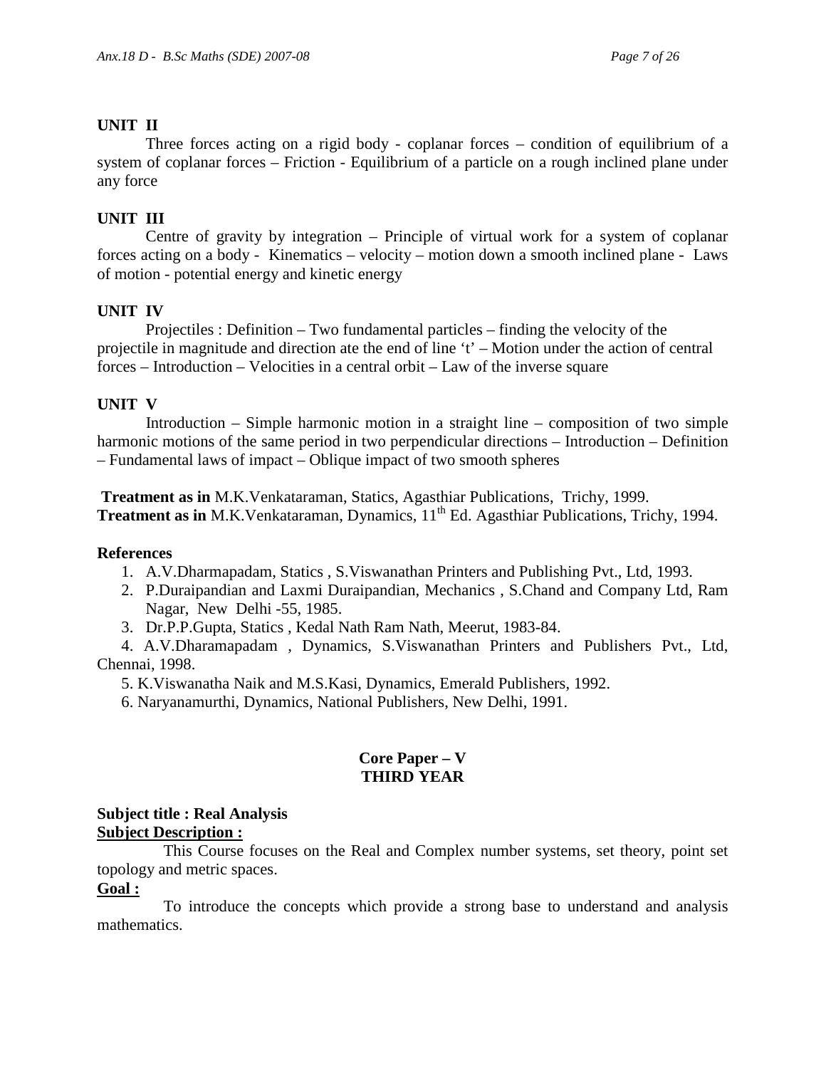**UNIT II**

Three forces acting on a rigid body - coplanar forces – condition of equilibrium of a system of coplanar forces – Friction - Equilibrium of a particle on a rough inclined plane under any force

**UNIT III**

Centre of gravity by integration – Principle of virtual work for a system of coplanar forces acting on a body - Kinematics – velocity – motion down a smooth inclined plane - Laws of motion - potential energy and kinetic energy

**UNIT IV**

Projectiles : Definition – Two fundamental particles – finding the velocity of the projectile in magnitude and direction ate the end of line 't' – Motion under the action of central forces – Introduction – Velocities in a central orbit – Law of the inverse square

**UNIT V**

Introduction – Simple harmonic motion in a straight line – composition of two simple harmonic motions of the same period in two perpendicular directions – Introduction – Definition – Fundamental laws of impact – Oblique impact of two smooth spheres

**Treatment as in** M.K.Venkataraman, Statics, Agasthiar Publications, Trichy, 1999.
**Treatment as in** M.K.Venkataraman, Dynamics, 11th Ed. Agasthiar Publications, Trichy, 1994.

**References**

1. A.V.Dharmapadam, Statics , S.Viswanathan Printers and Publishing Pvt., Ltd, 1993.
2. P.Duraipandian and Laxmi Duraipandian, Mechanics , S.Chand and Company Ltd, Ram Nagar, New Delhi -55, 1985.
3. Dr.P.P.Gupta, Statics , Kedal Nath Ram Nath, Meerut, 1983-84.
4. A.V.Dharamapadam , Dynamics, S.Viswanathan Printers and Publishers Pvt., Ltd, Chennai, 1998.
5. K.Viswanatha Naik and M.S.Kasi, Dynamics, Emerald Publishers, 1992.
6. Naryanamurthi, Dynamics, National Publishers, New Delhi, 1991.

**Core Paper – V**
**THIRD YEAR**

**Subject title : Real Analysis**

**Subject Description :**

This Course focuses on the Real and Complex number systems, set theory, point set topology and metric spaces.

**Goal :**

To introduce the concepts which provide a strong base to understand and analysis mathematics.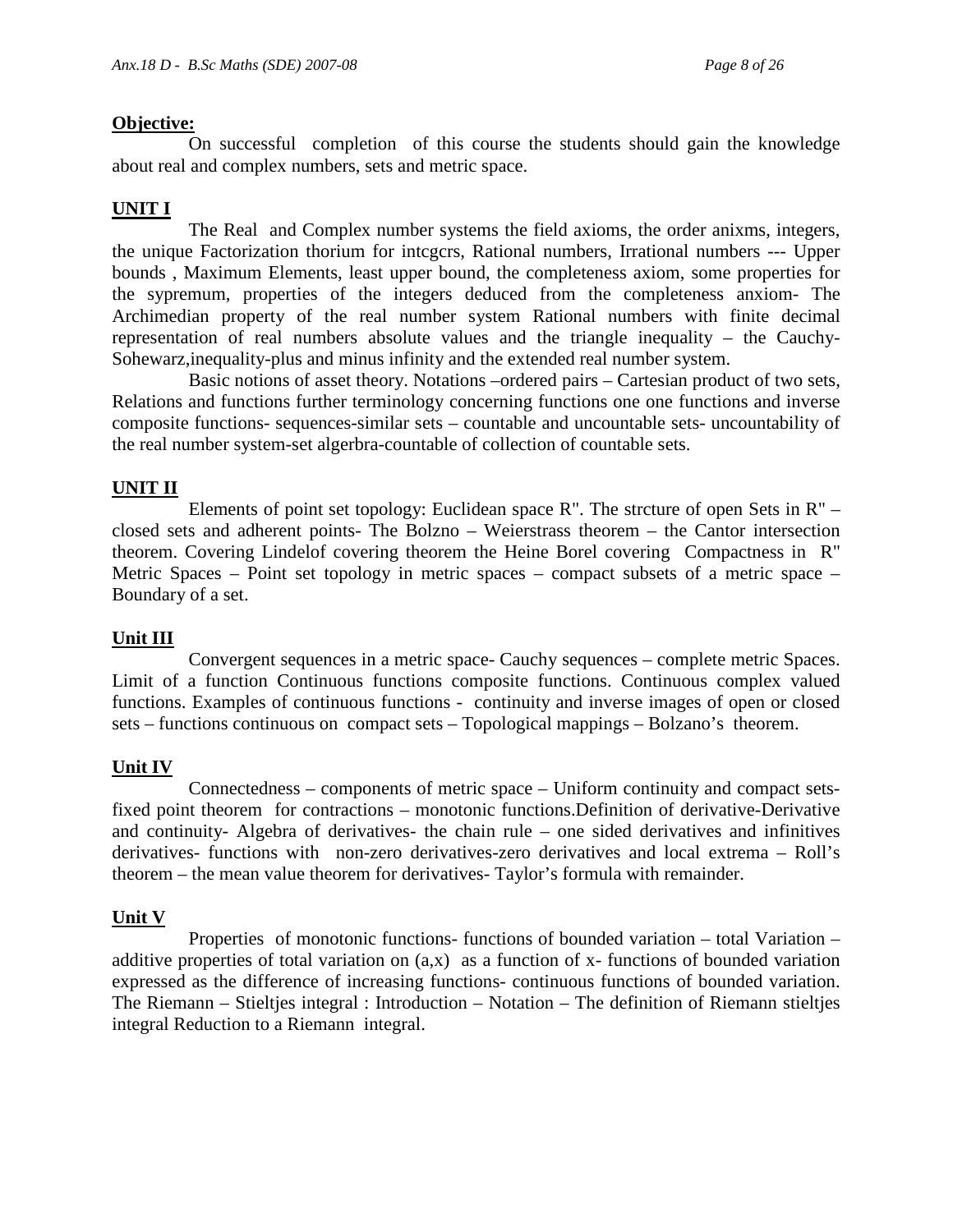**Objective:**

On successful completion of this course the students should gain the knowledge about real and complex numbers, sets and metric space.

**UNIT I**

The Real and Complex number systems the field axioms, the order anixms, integers, the unique Factorization thorium for intcgcrs, Rational numbers, Irrational numbers --- Upper bounds , Maximum Elements, least upper bound, the completeness axiom, some properties for the sypremum, properties of the integers deduced from the completeness anxiom- The Archimedian property of the real number system Rational numbers with finite decimal representation of real numbers absolute values and the triangle inequality – the Cauchy-Sohewarz,inequality-plus and minus infinity and the extended real number system.

Basic notions of asset theory. Notations –ordered pairs – Cartesian product of two sets, Relations and functions further terminology concerning functions one one functions and inverse composite functions- sequences-similar sets – countable and uncountable sets- uncountability of the real number system-set algerbra-countable of collection of countable sets.

**UNIT II**

Elements of point set topology: Euclidean space R". The strcture of open Sets in R" – closed sets and adherent points- The Bolzno – Weierstrass theorem – the Cantor intersection theorem. Covering Lindelof covering theorem the Heine Borel covering Compactness in R" Metric Spaces – Point set topology in metric spaces – compact subsets of a metric space – Boundary of a set.

**Unit III**

Convergent sequences in a metric space- Cauchy sequences – complete metric Spaces. Limit of a function Continuous functions composite functions. Continuous complex valued functions. Examples of continuous functions - continuity and inverse images of open or closed sets – functions continuous on compact sets – Topological mappings – Bolzano's theorem.

**Unit IV**

Connectedness – components of metric space – Uniform continuity and compact sets-fixed point theorem for contractions – monotonic functions.Definition of derivative-Derivative and continuity- Algebra of derivatives- the chain rule – one sided derivatives and infinitives derivatives- functions with non-zero derivatives-zero derivatives and local extrema – Roll's theorem – the mean value theorem for derivatives- Taylor's formula with remainder.

**Unit V**

Properties of monotonic functions- functions of bounded variation – total Variation – additive properties of total variation on (a,x) as a function of x- functions of bounded variation expressed as the difference of increasing functions- continuous functions of bounded variation. The Riemann – Stieltjes integral : Introduction – Notation – The definition of Riemann stieltjes integral Reduction to a Riemann integral.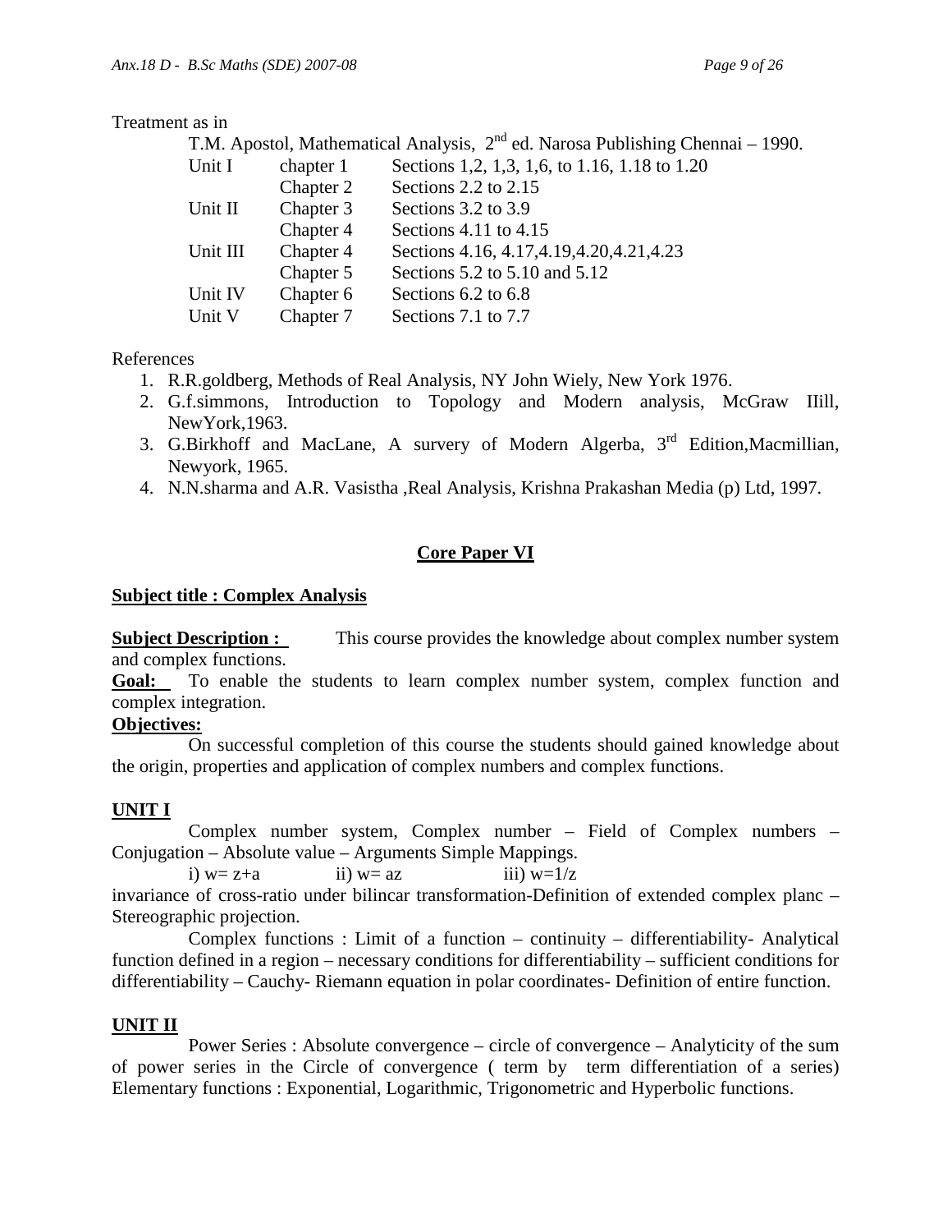Treatment as in

T.M. Apostol, Mathematical Analysis, 2nd ed. Narosa Publishing Chennai – 1990.

| | | |
|---|---|---|
| Unit I | chapter 1 | Sections 1,2, 1,3, 1,6, to 1.16, 1.18 to 1.20 |
| | Chapter 2 | Sections 2.2 to 2.15 |
| Unit II | Chapter 3 | Sections 3.2 to 3.9 |
| | Chapter 4 | Sections 4.11 to 4.15 |
| Unit III | Chapter 4 | Sections 4.16, 4.17,4.19,4.20,4.21,4.23 |
| | Chapter 5 | Sections 5.2 to 5.10 and 5.12 |
| Unit IV | Chapter 6 | Sections 6.2 to 6.8 |
| Unit V | Chapter 7 | Sections 7.1 to 7.7 |

References

1. R.R.goldberg, Methods of Real Analysis, NY John Wiely, New York 1976.
2. G.f.simmons, Introduction to Topology and Modern analysis, McGraw IIill, NewYork,1963.
3. G.Birkhoff and MacLane, A survery of Modern Algerba, 3rd Edition,Macmillian, Newyork, 1965.
4. N.N.sharma and A.R. Vasistha ,Real Analysis, Krishna Prakashan Media (p) Ltd, 1997.

## Core Paper VI

**Subject title : Complex Analysis**

**Subject Description :** This course provides the knowledge about complex number system and complex functions.

**Goal:** To enable the students to learn complex number system, complex function and complex integration.

**Objectives:**

On successful completion of this course the students should gained knowledge about the origin, properties and application of complex numbers and complex functions.

### UNIT I

Complex number system, Complex number – Field of Complex numbers – Conjugation – Absolute value – Arguments Simple Mappings.

i) $w= z+a$ ii) $w= az$ iii) $w=1/z$

invariance of cross-ratio under bilincar transformation-Definition of extended complex planc – Stereographic projection.

Complex functions : Limit of a function – continuity – differentiability- Analytical function defined in a region – necessary conditions for differentiability – sufficient conditions for differentiability – Cauchy- Riemann equation in polar coordinates- Definition of entire function.

### UNIT II

Power Series : Absolute convergence – circle of convergence – Analyticity of the sum of power series in the Circle of convergence ( term by term differentiation of a series) Elementary functions : Exponential, Logarithmic, Trigonometric and Hyperbolic functions.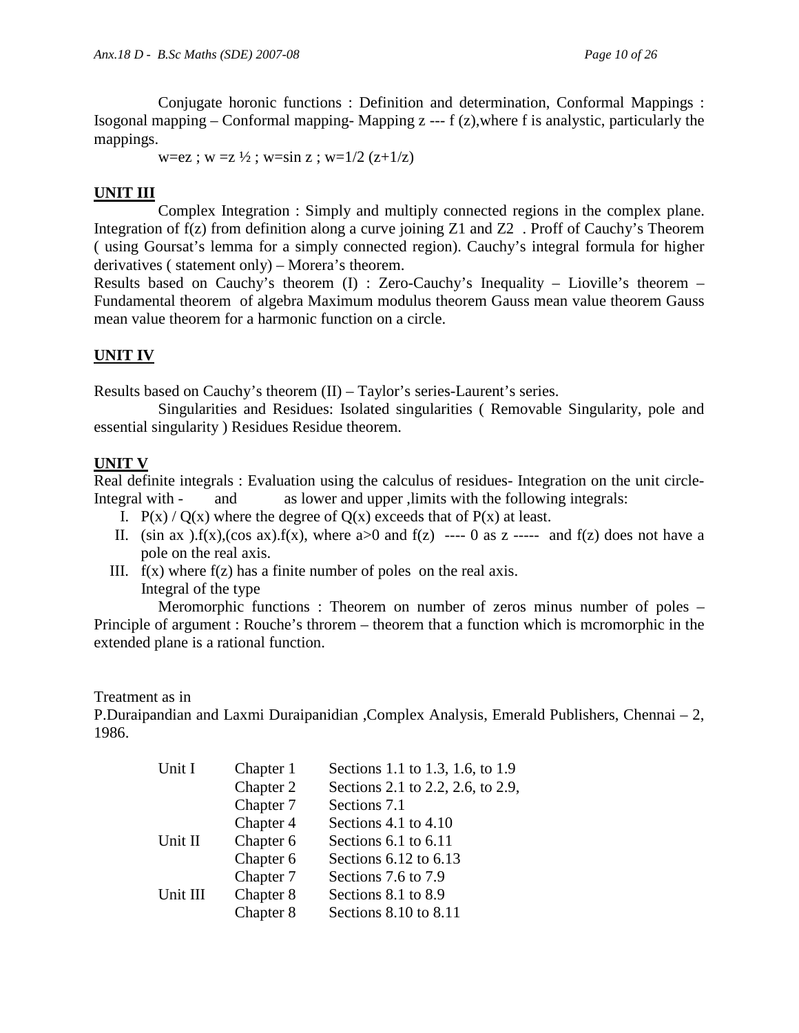Conjugate horonic functions : Definition and determination, Conformal Mappings : Isogonal mapping – Conformal mapping- Mapping z --- f (z),where f is analystic, particularly the mappings.

w=ez ; w =z ½ ; w=sin z ; w=1/2 (z+1/z)

**UNIT III**

Complex Integration : Simply and multiply connected regions in the complex plane. Integration of f(z) from definition along a curve joining Z1 and Z2 . Proff of Cauchy's Theorem ( using Goursat's lemma for a simply connected region). Cauchy's integral formula for higher derivatives ( statement only) – Morera's theorem.

Results based on Cauchy's theorem (I) : Zero-Cauchy's Inequality – Lioville's theorem – Fundamental theorem of algebra Maximum modulus theorem Gauss mean value theorem Gauss mean value theorem for a harmonic function on a circle.

**UNIT IV**

Results based on Cauchy's theorem (II) – Taylor's series-Laurent's series.

Singularities and Residues: Isolated singularities ( Removable Singularity, pole and essential singularity ) Residues Residue theorem.

**UNIT V**

Real definite integrals : Evaluation using the calculus of residues- Integration on the unit circle- Integral with - and as lower and upper ,limits with the following integrals:

I. P(x) / Q(x) where the degree of Q(x) exceeds that of P(x) at least.
II. (sin ax ).f(x),(cos ax).f(x), where a>0 and f(z) ---- 0 as z ----- and f(z) does not have a pole on the real axis.
III. f(x) where f(z) has a finite number of poles on the real axis.
Integral of the type

Meromorphic functions : Theorem on number of zeros minus number of poles – Principle of argument : Rouche's throrem – theorem that a function which is mcromorphic in the extended plane is a rational function.

Treatment as in

P.Duraipandian and Laxmi Duraipanidian ,Complex Analysis, Emerald Publishers, Chennai – 2, 1986.

| | | |
|---|---|---|
| Unit I | Chapter 1 | Sections 1.1 to 1.3, 1.6, to 1.9 |
| | Chapter 2 | Sections 2.1 to 2.2, 2.6, to 2.9, |
| | Chapter 7 | Sections 7.1 |
| | Chapter 4 | Sections 4.1 to 4.10 |
| Unit II | Chapter 6 | Sections 6.1 to 6.11 |
| | Chapter 6 | Sections 6.12 to 6.13 |
| | Chapter 7 | Sections 7.6 to 7.9 |
| Unit III | Chapter 8 | Sections 8.1 to 8.9 |
| | Chapter 8 | Sections 8.10 to 8.11 |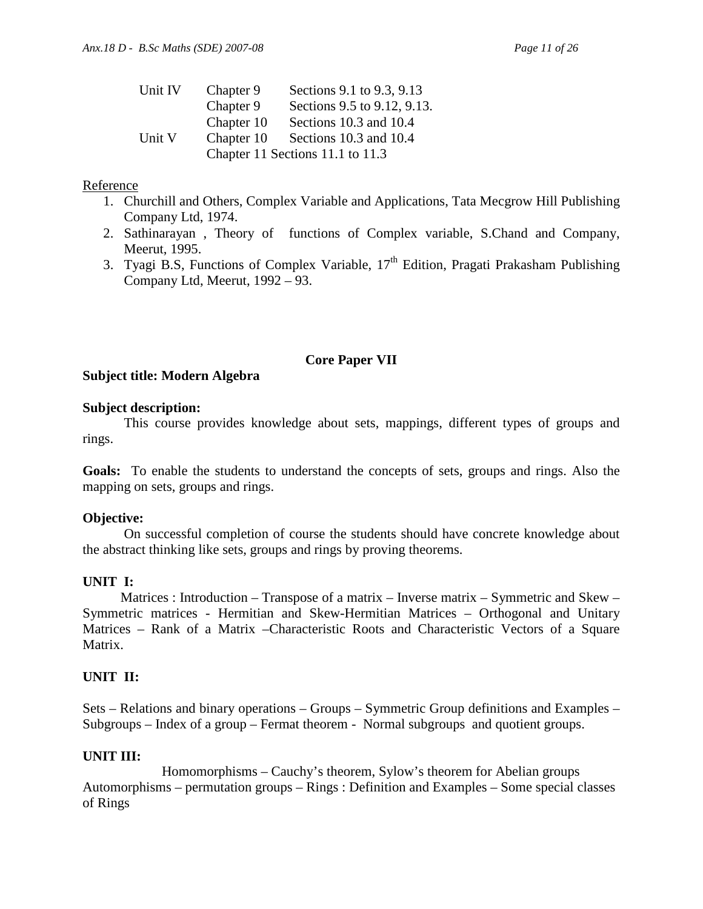| | | |
|---|---|---|
| Unit IV | Chapter 9 | Sections 9.1 to 9.3, 9.13 |
| | Chapter 9 | Sections 9.5 to 9.12, 9.13. |
| | Chapter 10 | Sections 10.3 and 10.4 |
| Unit V | Chapter 10 | Sections 10.3 and 10.4 |
| | Chapter 11 Sections 11.1 to 11.3 | |

Reference

1. Churchill and Others, Complex Variable and Applications, Tata Mecgrow Hill Publishing Company Ltd, 1974.
2. Sathinarayan , Theory of functions of Complex variable, S.Chand and Company, Meerut, 1995.
3. Tyagi B.S, Functions of Complex Variable, 17th Edition, Pragati Prakasham Publishing Company Ltd, Meerut, 1992 – 93.

## Core Paper VII

**Subject title: Modern Algebra**

**Subject description:**

This course provides knowledge about sets, mappings, different types of groups and rings.

**Goals:** To enable the students to understand the concepts of sets, groups and rings. Also the mapping on sets, groups and rings.

**Objective:**

On successful completion of course the students should have concrete knowledge about the abstract thinking like sets, groups and rings by proving theorems.

**UNIT I:**

Matrices : Introduction – Transpose of a matrix – Inverse matrix – Symmetric and Skew – Symmetric matrices - Hermitian and Skew-Hermitian Matrices – Orthogonal and Unitary Matrices – Rank of a Matrix –Characteristic Roots and Characteristic Vectors of a Square Matrix.

**UNIT II:**

Sets – Relations and binary operations – Groups – Symmetric Group definitions and Examples – Subgroups – Index of a group – Fermat theorem - Normal subgroups and quotient groups.

**UNIT III:**

Homomorphisms – Cauchy's theorem, Sylow's theorem for Abelian groups Automorphisms – permutation groups – Rings : Definition and Examples – Some special classes of Rings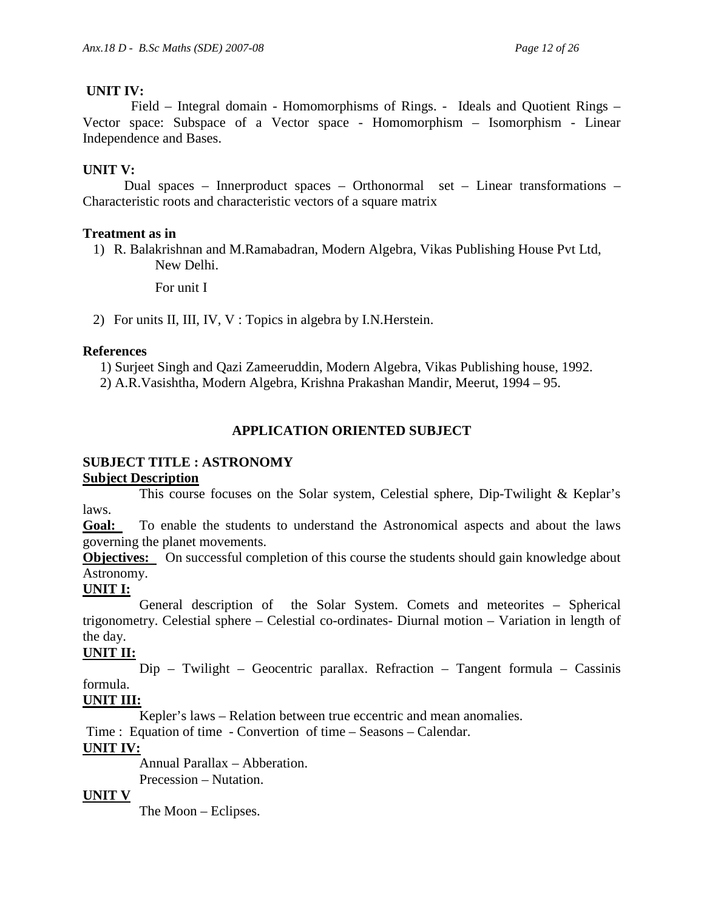**UNIT IV:**

Field – Integral domain - Homomorphisms of Rings. - Ideals and Quotient Rings – Vector space: Subspace of a Vector space - Homomorphism – Isomorphism - Linear Independence and Bases.

**UNIT V:**

Dual spaces – Innerproduct spaces – Orthonormal set – Linear transformations – Characteristic roots and characteristic vectors of a square matrix

**Treatment as in**

1) R. Balakrishnan and M.Ramabadran, Modern Algebra, Vikas Publishing House Pvt Ltd, New Delhi.

   For unit I

2) For units II, III, IV, V : Topics in algebra by I.N.Herstein.

**References**

1) Surjeet Singh and Qazi Zameeruddin, Modern Algebra, Vikas Publishing house, 1992.
2) A.R.Vasishtha, Modern Algebra, Krishna Prakashan Mandir, Meerut, 1994 – 95.

## APPLICATION ORIENTED SUBJECT

### SUBJECT TITLE : ASTRONOMY

**Subject Description**

This course focuses on the Solar system, Celestial sphere, Dip-Twilight & Keplar's laws.

**Goal:** To enable the students to understand the Astronomical aspects and about the laws governing the planet movements.

**Objectives:** On successful completion of this course the students should gain knowledge about Astronomy.

**UNIT I:**

General description of the Solar System. Comets and meteorites – Spherical trigonometry. Celestial sphere – Celestial co-ordinates- Diurnal motion – Variation in length of the day.

**UNIT II:**

Dip – Twilight – Geocentric parallax. Refraction – Tangent formula – Cassinis formula.

**UNIT III:**

Kepler's laws – Relation between true eccentric and mean anomalies.

Time : Equation of time - Convertion of time – Seasons – Calendar.

**UNIT IV:**

Annual Parallax – Abberation.

Precession – Nutation.

**UNIT V**

The Moon – Eclipses.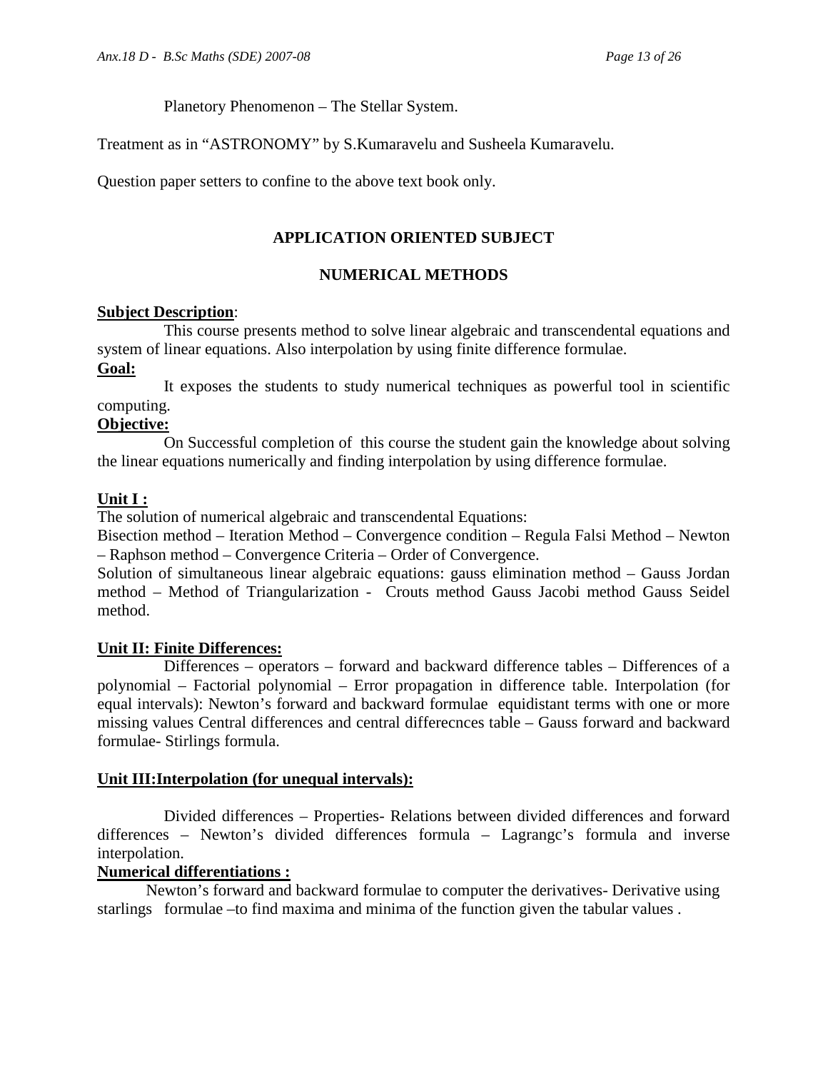Planetory Phenomenon – The Stellar System.

Treatment as in "ASTRONOMY" by S.Kumaravelu and Susheela Kumaravelu.

Question paper setters to confine to the above text book only.

## APPLICATION ORIENTED SUBJECT

## NUMERICAL METHODS

**Subject Description**:

This course presents method to solve linear algebraic and transcendental equations and system of linear equations. Also interpolation by using finite difference formulae.

**Goal:**

It exposes the students to study numerical techniques as powerful tool in scientific computing.

**Objective:**

On Successful completion of this course the student gain the knowledge about solving the linear equations numerically and finding interpolation by using difference formulae.

**Unit I :**

The solution of numerical algebraic and transcendental Equations:

Bisection method – Iteration Method – Convergence condition – Regula Falsi Method – Newton – Raphson method – Convergence Criteria – Order of Convergence.

Solution of simultaneous linear algebraic equations: gauss elimination method – Gauss Jordan method – Method of Triangularization - Crouts method Gauss Jacobi method Gauss Seidel method.

**Unit II: Finite Differences:**

Differences – operators – forward and backward difference tables – Differences of a polynomial – Factorial polynomial – Error propagation in difference table. Interpolation (for equal intervals): Newton's forward and backward formulae equidistant terms with one or more missing values Central differences and central differecnces table – Gauss forward and backward formulae- Stirlings formula.

**Unit III:Interpolation (for unequal intervals):**

Divided differences – Properties- Relations between divided differences and forward differences – Newton's divided differences formula – Lagrangc's formula and inverse interpolation.

**Numerical differentiations :**

Newton's forward and backward formulae to computer the derivatives- Derivative using starlings formulae –to find maxima and minima of the function given the tabular values .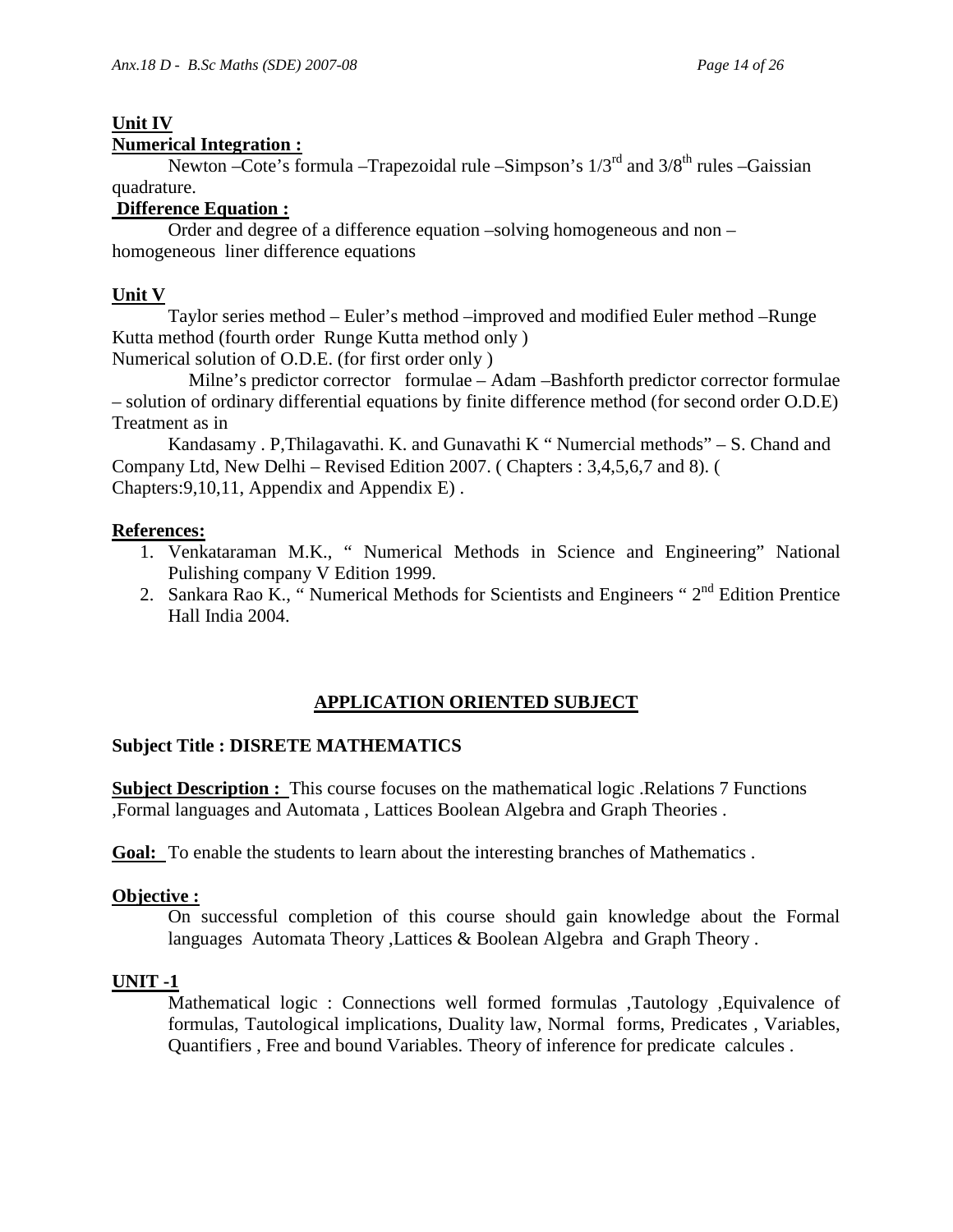**Unit IV**

**Numerical Integration :**

Newton –Cote's formula –Trapezoidal rule –Simpson's $1/3^{rd}$ and $3/8^{th}$ rules –Gaissian quadrature.

**Difference Equation :**

Order and degree of a difference equation –solving homogeneous and non –homogeneous liner difference equations

**Unit V**

Taylor series method – Euler's method –improved and modified Euler method –Runge Kutta method (fourth order Runge Kutta method only )

Numerical solution of O.D.E. (for first order only )

Milne's predictor corrector formulae – Adam –Bashforth predictor corrector formulae – solution of ordinary differential equations by finite difference method (for second order O.D.E)

Treatment as in

Kandasamy . P,Thilagavathi. K. and Gunavathi K " Numercial methods" – S. Chand and Company Ltd, New Delhi – Revised Edition 2007. ( Chapters : 3,4,5,6,7 and 8). ( Chapters:9,10,11, Appendix and Appendix E) .

**References:**

1. Venkataraman M.K., " Numerical Methods in Science and Engineering" National Pulishing company V Edition 1999.
2. Sankara Rao K., " Numerical Methods for Scientists and Engineers " 2nd Edition Prentice Hall India 2004.

## APPLICATION ORIENTED SUBJECT

**Subject Title : DISRETE MATHEMATICS**

**Subject Description :** This course focuses on the mathematical logic .Relations 7 Functions ,Formal languages and Automata , Lattices Boolean Algebra and Graph Theories .

**Goal:** To enable the students to learn about the interesting branches of Mathematics .

**Objective :**

On successful completion of this course should gain knowledge about the Formal languages Automata Theory ,Lattices & Boolean Algebra and Graph Theory .

**UNIT -1**

Mathematical logic : Connections well formed formulas ,Tautology ,Equivalence of formulas, Tautological implications, Duality law, Normal forms, Predicates , Variables, Quantifiers , Free and bound Variables. Theory of inference for predicate calcules .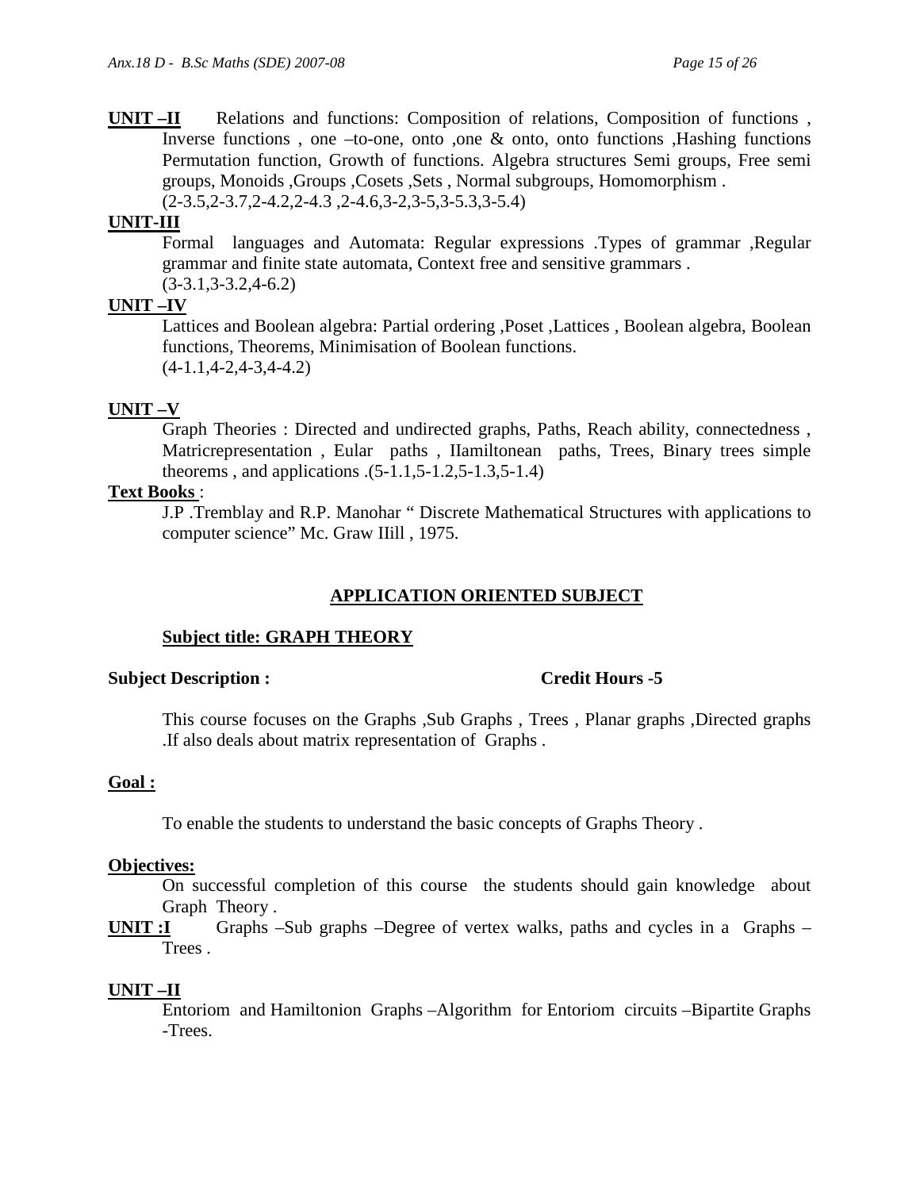**UNIT –II** Relations and functions: Composition of relations, Composition of functions , Inverse functions , one –to-one, onto ,one & onto, onto functions ,Hashing functions Permutation function, Growth of functions. Algebra structures Semi groups, Free semi groups, Monoids ,Groups ,Cosets ,Sets , Normal subgroups, Homomorphism . (2-3.5,2-3.7,2-4.2,2-4.3 ,2-4.6,3-2,3-5,3-5.3,3-5.4)

**UNIT-III**

Formal languages and Automata: Regular expressions .Types of grammar ,Regular grammar and finite state automata, Context free and sensitive grammars . (3-3.1,3-3.2,4-6.2)

**UNIT –IV**

Lattices and Boolean algebra: Partial ordering ,Poset ,Lattices , Boolean algebra, Boolean functions, Theorems, Minimisation of Boolean functions. (4-1.1,4-2,4-3,4-4.2)

**UNIT –V**

Graph Theories : Directed and undirected graphs, Paths, Reach ability, connectedness , Matricrepresentation , Eular paths , IIamiltonean paths, Trees, Binary trees simple theorems , and applications .(5-1.1,5-1.2,5-1.3,5-1.4)

**Text Books** :

J.P .Tremblay and R.P. Manohar " Discrete Mathematical Structures with applications to computer science" Mc. Graw IIill , 1975.

## APPLICATION ORIENTED SUBJECT

### Subject title: GRAPH THEORY

**Subject Description :** **Credit Hours -5**

This course focuses on the Graphs ,Sub Graphs , Trees , Planar graphs ,Directed graphs .If also deals about matrix representation of Graphs .

**Goal :**

To enable the students to understand the basic concepts of Graphs Theory .

**Objectives:**

On successful completion of this course the students should gain knowledge about Graph Theory .

**UNIT :I** Graphs –Sub graphs –Degree of vertex walks, paths and cycles in a Graphs – Trees .

**UNIT –II**

Entoriom and Hamiltonion Graphs –Algorithm for Entoriom circuits –Bipartite Graphs -Trees.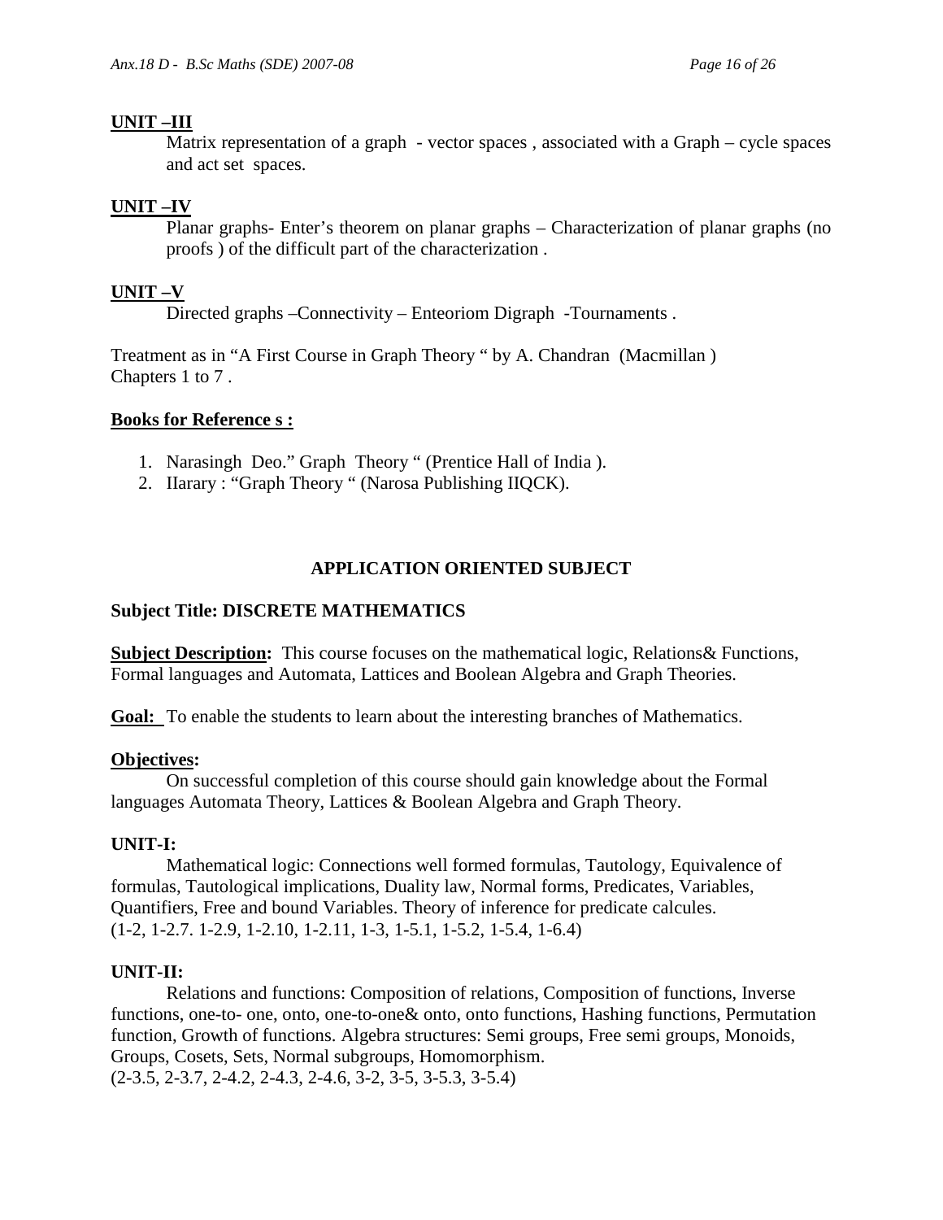**UNIT –III**

Matrix representation of a graph - vector spaces , associated with a Graph – cycle spaces and act set spaces.

**UNIT –IV**

Planar graphs- Enter's theorem on planar graphs – Characterization of planar graphs (no proofs ) of the difficult part of the characterization .

**UNIT –V**

Directed graphs –Connectivity – Enteoriom Digraph -Tournaments .

Treatment as in "A First Course in Graph Theory " by A. Chandran (Macmillan )
Chapters 1 to 7 .

**Books for Reference s :**

1. Narasingh Deo." Graph Theory " (Prentice Hall of India ).
2. IIarary : "Graph Theory " (Narosa Publishing IIQCK).

## APPLICATION ORIENTED SUBJECT

**Subject Title: DISCRETE MATHEMATICS**

**Subject Description:** This course focuses on the mathematical logic, Relations& Functions, Formal languages and Automata, Lattices and Boolean Algebra and Graph Theories.

**Goal:** To enable the students to learn about the interesting branches of Mathematics.

**Objectives:**

On successful completion of this course should gain knowledge about the Formal languages Automata Theory, Lattices & Boolean Algebra and Graph Theory.

**UNIT-I:**

Mathematical logic: Connections well formed formulas, Tautology, Equivalence of formulas, Tautological implications, Duality law, Normal forms, Predicates, Variables, Quantifiers, Free and bound Variables. Theory of inference for predicate calcules.
(1-2, 1-2.7. 1-2.9, 1-2.10, 1-2.11, 1-3, 1-5.1, 1-5.2, 1-5.4, 1-6.4)

**UNIT-II:**

Relations and functions: Composition of relations, Composition of functions, Inverse functions, one-to- one, onto, one-to-one& onto, onto functions, Hashing functions, Permutation function, Growth of functions. Algebra structures: Semi groups, Free semi groups, Monoids, Groups, Cosets, Sets, Normal subgroups, Homomorphism.
(2-3.5, 2-3.7, 2-4.2, 2-4.3, 2-4.6, 3-2, 3-5, 3-5.3, 3-5.4)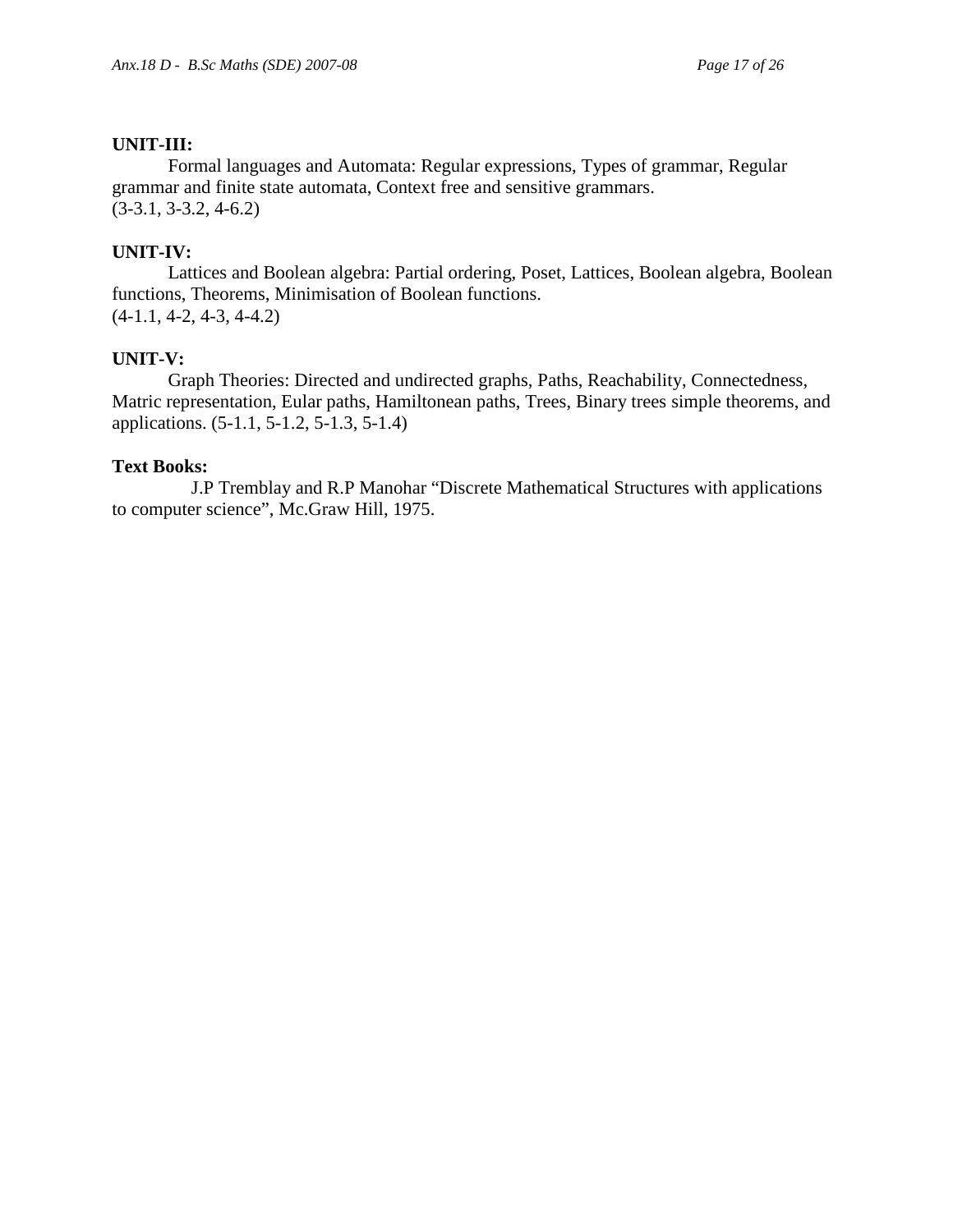**UNIT-III:**

Formal languages and Automata: Regular expressions, Types of grammar, Regular grammar and finite state automata, Context free and sensitive grammars.
(3-3.1, 3-3.2, 4-6.2)

**UNIT-IV:**

Lattices and Boolean algebra: Partial ordering, Poset, Lattices, Boolean algebra, Boolean functions, Theorems, Minimisation of Boolean functions.
(4-1.1, 4-2, 4-3, 4-4.2)

**UNIT-V:**

Graph Theories: Directed and undirected graphs, Paths, Reachability, Connectedness, Matric representation, Eular paths, Hamiltonean paths, Trees, Binary trees simple theorems, and applications. (5-1.1, 5-1.2, 5-1.3, 5-1.4)

**Text Books:**

J.P Tremblay and R.P Manohar "Discrete Mathematical Structures with applications to computer science", Mc.Graw Hill, 1975.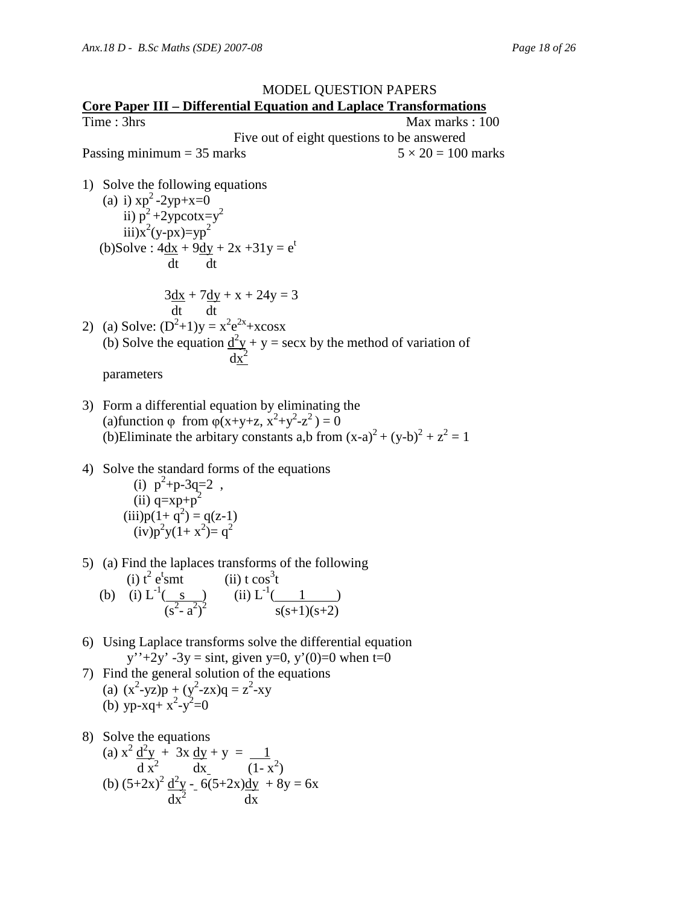MODEL QUESTION PAPERS

**Core Paper III – Differential Equation and Laplace Transformations**

Time : 3hrs Max marks : 100

Five out of eight questions to be answered

Passing minimum = 35 marks $5 \times 20 = 100$ marks

1) Solve the following equations
   (a) i) $xp^2 - 2yp + x = 0$
       ii) $p^2 + 2yp\cot x = y^2$
       iii) $x^2(y - px) = yp^2$
   (b) Solve : $4\frac{dx}{dt} + 9\frac{dy}{dt} + 2x + 31y = e^t$

   $3\frac{dx}{dt} + 7\frac{dy}{dt} + x + 24y = 3$

2) (a) Solve: $(D^2+1)y = x^2e^{2x} + x\cos x$
   (b) Solve the equation $\frac{d^2y}{dx^2} + y = \sec x$ by the method of variation of parameters

3) Form a differential equation by eliminating the
   (a) function $\varphi$ from $\varphi(x+y+z, x^2+y^2-z^2) = 0$
   (b) Eliminate the arbitary constants a,b from $(x-a)^2 + (y-b)^2 + z^2 = 1$

4) Solve the standard forms of the equations
   (i) $p^2 + p - 3q = 2$ ,
   (ii) $q = xp + p^2$
   (iii) $p(1+q^2) = q(z-1)$
   (iv) $p^2y(1+x^2) = q^2$

5) (a) Find the laplaces transforms of the following
   (i) $t^2 e^t \mathrm{smt}$ (ii) $t\cos^3 t$
   (b) (i) $L^{-1}\left(\frac{s}{(s^2-a^2)^2}\right)$ (ii) $L^{-1}\left(\frac{1}{s(s+1)(s+2)}\right)$

6) Using Laplace transforms solve the differential equation
   $y'' + 2y' - 3y = \sin t$, given $y=0$, $y'(0)=0$ when $t=0$

7) Find the general solution of the equations
   (a) $(x^2 - yz)p + (y^2 - zx)q = z^2 - xy$
   (b) $yp - xq + x^2 - y^2 = 0$

8) Solve the equations
   (a) $x^2\frac{d^2y}{dx^2} + 3x\frac{dy}{dx} + y = \frac{1}{(1-x^2)}$
   (b) $(5+2x)^2\frac{d^2y}{dx^2} - 6(5+2x)\frac{dy}{dx} + 8y = 6x$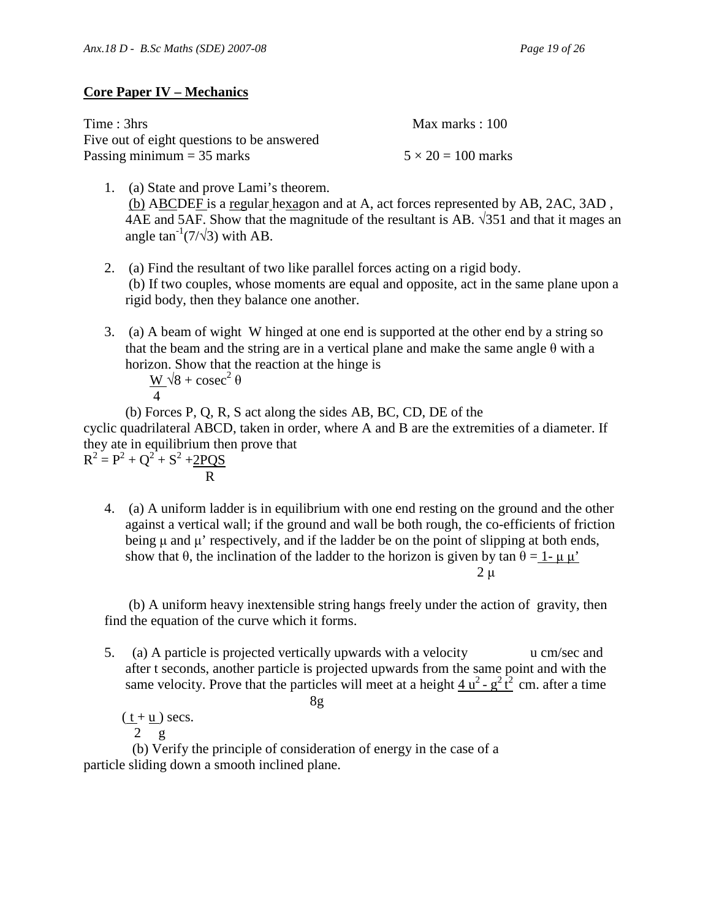## Core Paper IV – Mechanics

Time : 3hrs Max marks : 100

Five out of eight questions to be answered

Passing minimum = 35 marks $5 \times 20 = 100$ marks

1. (a) State and prove Lami's theorem.
   (b) ABCDEF is a regular hexagon and at A, act forces represented by AB, 2AC, 3AD , 4AE and 5AF. Show that the magnitude of the resultant is AB. $\sqrt{351}$ and that it mages an angle $\tan^{-1}(7/\sqrt{3})$ with AB.

2. (a) Find the resultant of two like parallel forces acting on a rigid body.
   (b) If two couples, whose moments are equal and opposite, act in the same plane upon a rigid body, then they balance one another.

3. (a) A beam of wight W hinged at one end is supported at the other end by a string so that the beam and the string are in a vertical plane and make the same angle θ with a horizon. Show that the reaction at the hinge is
   $$\frac{W}{4}\sqrt{8 + \operatorname{cosec}^2 \theta}$$
   (b) Forces P, Q, R, S act along the sides AB, BC, CD, DE of the cyclic quadrilateral ABCD, taken in order, where A and B are the extremities of a diameter. If they ate in equilibrium then prove that
   $$R^2 = P^2 + Q^2 + S^2 + \frac{2PQS}{R}$$

4. (a) A uniform ladder is in equilibrium with one end resting on the ground and the other against a vertical wall; if the ground and wall be both rough, the co-efficients of friction being μ and μ' respectively, and if the ladder be on the point of slipping at both ends, show that θ, the inclination of the ladder to the horizon is given by $\tan \theta = \frac{1 - \mu \mu'}{2\mu}$

   (b) A uniform heavy inextensible string hangs freely under the action of gravity, then find the equation of the curve which it forms.

5. (a) A particle is projected vertically upwards with a velocity u cm/sec and after t seconds, another particle is projected upwards from the same point and with the same velocity. Prove that the particles will meet at a height $\frac{4u^2 - g^2 t^2}{8g}$ cm. after a time $\left(\frac{t}{2} + \frac{u}{g}\right)$ secs.
   (b) Verify the principle of consideration of energy in the case of a particle sliding down a smooth inclined plane.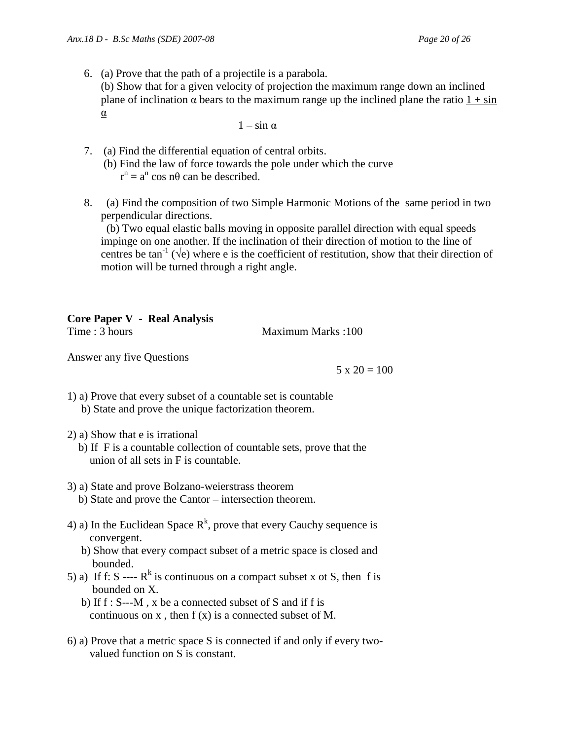6. (a) Prove that the path of a projectile is a parabola.
   (b) Show that for a given velocity of projection the maximum range down an inclined plane of inclination α bears to the maximum range up the inclined plane the ratio $\frac{1 + \sin \alpha}{1 - \sin \alpha}$

7. (a) Find the differential equation of central orbits.
   (b) Find the law of force towards the pole under which the curve $r^n = a^n \cos n\theta$ can be described.

8. (a) Find the composition of two Simple Harmonic Motions of the same period in two perpendicular directions.
   (b) Two equal elastic balls moving in opposite parallel direction with equal speeds impinge on one another. If the inclination of their direction of motion to the line of centres be $\tan^{-1} (\sqrt{e})$ where e is the coefficient of restitution, show that their direction of motion will be turned through a right angle.

**Core Paper V - Real Analysis**

Time : 3 hours Maximum Marks :100

Answer any five Questions

5 x 20 = 100

1) a) Prove that every subset of a countable set is countable
   b) State and prove the unique factorization theorem.

2) a) Show that e is irrational
   b) If F is a countable collection of countable sets, prove that the union of all sets in F is countable.

3) a) State and prove Bolzano-weierstrass theorem
   b) State and prove the Cantor – intersection theorem.

4) a) In the Euclidean Space $R^k$, prove that every Cauchy sequence is convergent.
   b) Show that every compact subset of a metric space is closed and bounded.

5) a) If f: S ---- $R^k$ is continuous on a compact subset x ot S, then f is bounded on X.
   b) If f : S---M , x be a connected subset of S and if f is continuous on x , then f (x) is a connected subset of M.

6) a) Prove that a metric space S is connected if and only if every two-valued function on S is constant.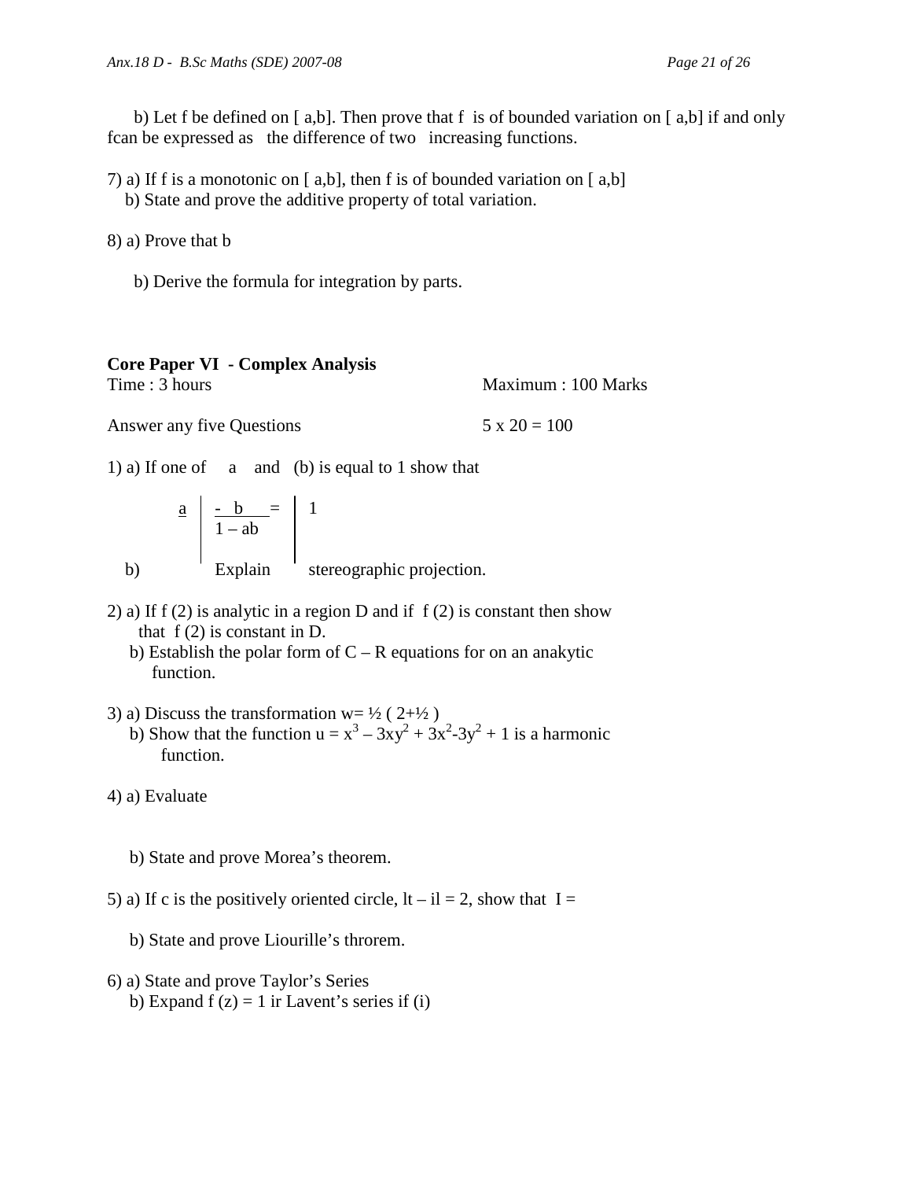b) Let f be defined on [ a,b]. Then prove that f is of bounded variation on [ a,b] if and only fcan be expressed as the difference of two increasing functions.

7) a) If f is a monotonic on [ a,b], then f is of bounded variation on [ a,b]
   b) State and prove the additive property of total variation.

8) a) Prove that b

   b) Derive the formula for integration by parts.

**Core Paper VI - Complex Analysis**

Time : 3 hours Maximum : 100 Marks

Answer any five Questions $5 \times 20 = 100$

1) a) If one of a and (b) is equal to 1 show that

$$\underline{a} \left| \frac{-\ b}{1 - ab} = \right| 1$$

   b) Explain stereographic projection.

2) a) If f (2) is analytic in a region D and if f (2) is constant then show that f (2) is constant in D.
   b) Establish the polar form of C – R equations for on an anakytic function.

3) a) Discuss the transformation w= ½ ( 2+½ )
   b) Show that the function $u = x^3 - 3xy^2 + 3x^2 - 3y^2 + 1$ is a harmonic function.

4) a) Evaluate

   b) State and prove Morea's theorem.

5) a) If c is the positively oriented circle, lt – il = 2, show that I =

   b) State and prove Liourille's throrem.

6) a) State and prove Taylor's Series
   b) Expand f (z) = 1 ir Lavent's series if (i)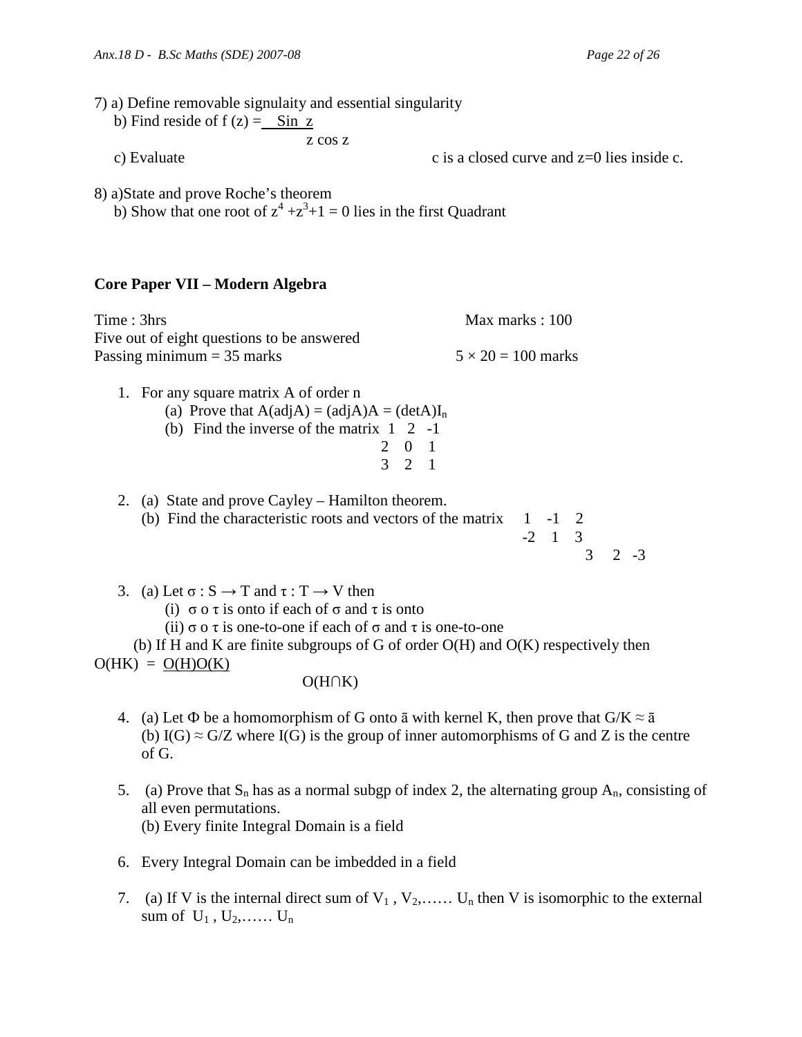7) a) Define removable signulaity and essential singularity

b) Find reside of $f(z) = \dfrac{\text{Sin } z}{z \cos z}$

c) Evaluate c is a closed curve and z=0 lies inside c.

8) a)State and prove Roche's theorem

b) Show that one root of $z^4 + z^3 + 1 = 0$ lies in the first Quadrant

**Core Paper VII – Modern Algebra**

Time : 3hrs Max marks : 100

Five out of eight questions to be answered

Passing minimum = 35 marks $5 \times 20 = 100$ marks

1. For any square matrix A of order n
   (a) Prove that $A(\text{adj}A) = (\text{adj}A)A = (\det A)I_n$
   (b) Find the inverse of the matrix $\begin{matrix} 1 & 2 & -1 \\ 2 & 0 & 1 \\ 3 & 2 & 1 \end{matrix}$

2. (a) State and prove Cayley – Hamilton theorem.
   (b) Find the characteristic roots and vectors of the matrix $\begin{matrix} 1 & -1 & 2 \\ -2 & 1 & 3 \\ 3 & 2 & -3 \end{matrix}$

3. (a) Let $\sigma : S \rightarrow T$ and $\tau : T \rightarrow V$ then
   (i) $\sigma \circ \tau$ is onto if each of $\sigma$ and $\tau$ is onto
   (ii) $\sigma \circ \tau$ is one-to-one if each of $\sigma$ and $\tau$ is one-to-one
   (b) If H and K are finite subgroups of G of order O(H) and O(K) respectively then $O(HK) = \dfrac{O(H)O(K)}{O(H \cap K)}$

4. (a) Let $\Phi$ be a homomorphism of G onto $\bar{a}$ with kernel K, then prove that $G/K \approx \bar{a}$
   (b) $I(G) \approx G/Z$ where I(G) is the group of inner automorphisms of G and Z is the centre of G.

5. (a) Prove that $S_n$ has as a normal subgp of index 2, the alternating group $A_n$, consisting of all even permutations.
   (b) Every finite Integral Domain is a field

6. Every Integral Domain can be imbedded in a field

7. (a) If V is the internal direct sum of $V_1, V_2, \ldots\ldots U_n$ then V is isomorphic to the external sum of $U_1, U_2, \ldots\ldots U_n$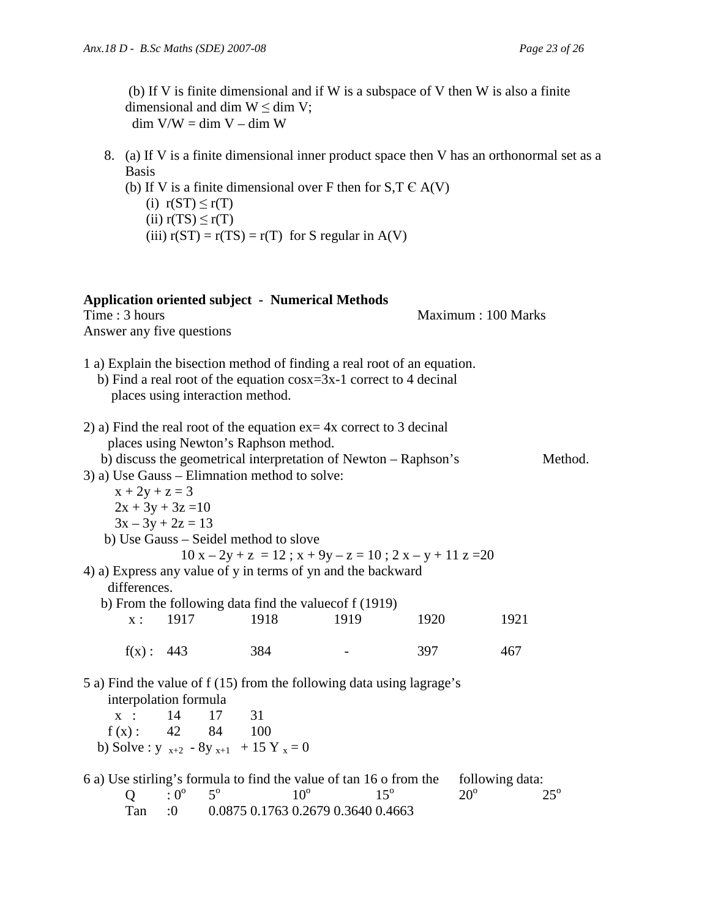(b) If V is finite dimensional and if W is a subspace of V then W is also a finite dimensional and dim W ≤ dim V;
dim V/W = dim V – dim W

8. (a) If V is a finite dimensional inner product space then V has an orthonormal set as a Basis
   (b) If V is a finite dimensional over F then for S,T Є A(V)
   (i) r(ST) ≤ r(T)
   (ii) r(TS) ≤ r(T)
   (iii) r(ST) = r(TS) = r(T) for S regular in A(V)

**Application oriented subject - Numerical Methods**

Time : 3 hours　　　　　　　　　　　　　　　Maximum : 100 Marks

Answer any five questions

1 a) Explain the bisection method of finding a real root of an equation.
   b) Find a real root of the equation cosx=3x-1 correct to 4 decinal places using interaction method.

2) a) Find the real root of the equation ex= 4x correct to 3 decinal places using Newton's Raphson method.
   b) discuss the geometrical interpretation of Newton – Raphson's Method.

3) a) Use Gauss – Elimnation method to solve:

$x + 2y + z = 3$
$2x + 3y + 3z = 10$
$3x – 3y + 2z = 13$

   b) Use Gauss – Seidel method to slove

$10x – 2y + z = 12$ ; $x + 9y – z = 10$ ; $2x – y + 11z = 20$

4) a) Express any value of y in terms of yn and the backward differences.
   b) From the following data find the valuecof f (1919)

| x : | 1917 | 1918 | 1919 | 1920 | 1921 |
|---|---|---|---|---|---|
| f(x) : | 443 | 384 | - | 397 | 467 |

5 a) Find the value of f (15) from the following data using lagrage's interpolation formula

| x : | 14 | 17 | 31 |
|---|---|---|---|
| f (x) : | 42 | 84 | 100 |

   b) Solve : $y_{x+2} - 8y_{x+1} + 15 Y_x = 0$

6 a) Use stirling's formula to find the value of tan 16 o from the following data:

| Q | : $0^o$ | $5^o$ | $10^o$ | $15^o$ | $20^o$ | $25^o$ |
|---|---|---|---|---|---|---|
| Tan | :0 | 0.0875 | 0.1763 | 0.2679 | 0.3640 | 0.4663 |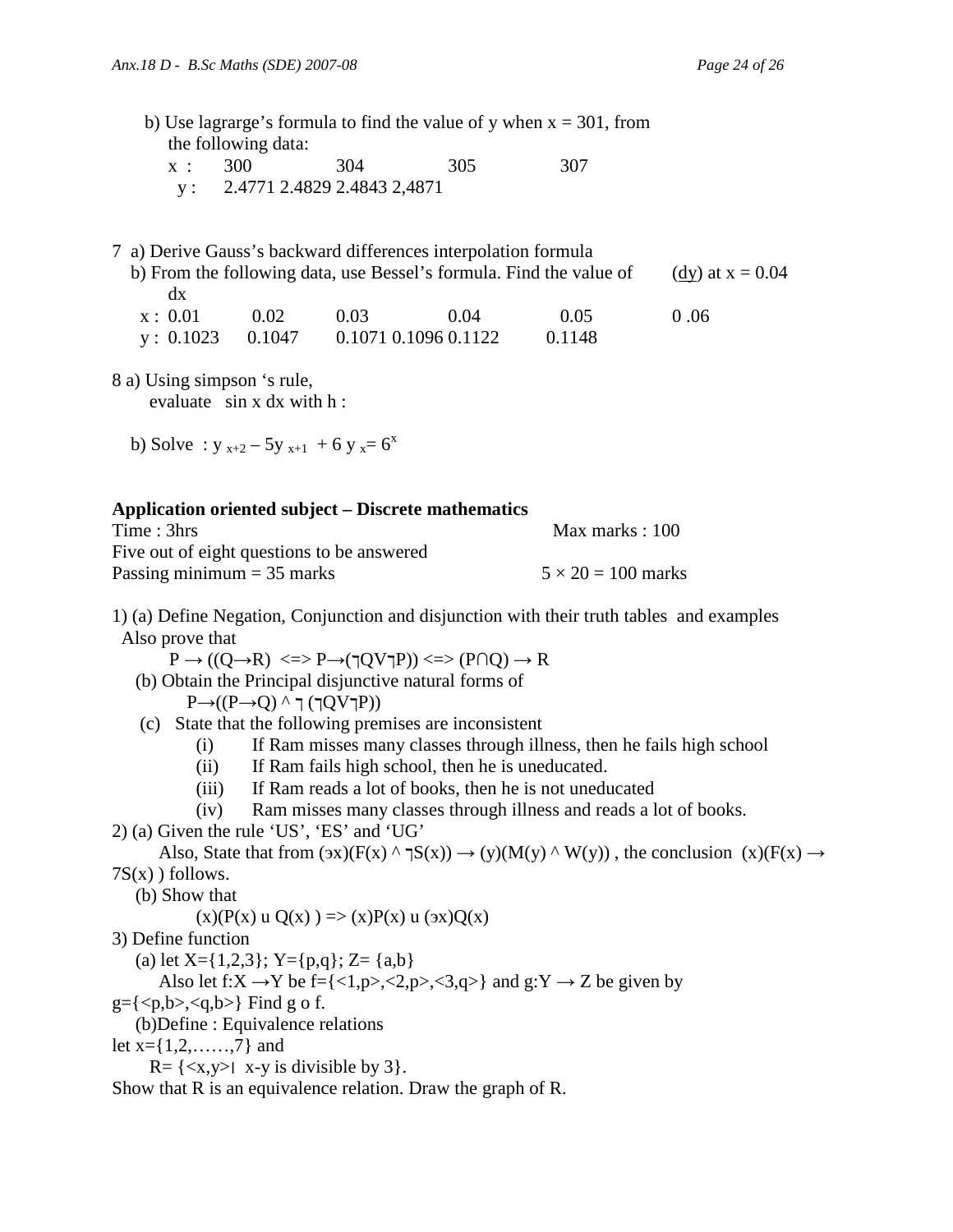b) Use lagrarge's formula to find the value of y when $x = 301$, from the following data:

| x : | 300 | 304 | 305 | 307 |
|---|---|---|---|---|
| y : | 2.4771 | 2.4829 | 2.4843 | 2,4871 |

7 a) Derive Gauss's backward differences interpolation formula

b) From the following data, use Bessel's formula. Find the value of $\frac{dy}{dx}$ at $x = 0.04$

| x : | 0.01 | 0.02 | 0.03 | 0.04 | 0.05 | 0 .06 |
|---|---|---|---|---|---|---|
| y : | 0.1023 | 0.1047 | 0.1071 | 0.1096 | 0.1122 | 0.1148 |

8 a) Using simpson 's rule,

evaluate sin x dx with h :

b) Solve : $y_{x+2} - 5y_{x+1} + 6y_x = 6^x$

**Application oriented subject – Discrete mathematics**

Time : 3hrs — Max marks : 100

Five out of eight questions to be answered

Passing minimum = 35 marks — $5 \times 20 = 100$ marks

1) (a) Define Negation, Conjunction and disjunction with their truth tables and examples Also prove that

$$P \rightarrow ((Q \rightarrow R) \Leftrightarrow P \rightarrow (\neg Q \vee \neg P)) \Leftrightarrow (P \cap Q) \rightarrow R$$

(b) Obtain the Principal disjunctive natural forms of

$$P \rightarrow ((P \rightarrow Q) \wedge \neg (\neg Q \vee \neg P))$$

(c) State that the following premises are inconsistent

(i) If Ram misses many classes through illness, then he fails high school

(ii) If Ram fails high school, then he is uneducated.

(iii) If Ram reads a lot of books, then he is not uneducated

(iv) Ram misses many classes through illness and reads a lot of books.

2) (a) Given the rule 'US', 'ES' and 'UG'

Also, State that from $(\exists x)(F(x) \wedge \neg S(x)) \rightarrow (y)(M(y) \wedge W(y))$ , the conclusion $(x)(F(x) \rightarrow 7S(x))$ follows.

(b) Show that

$$(x)(P(x) \cup Q(x)) \Rightarrow (x)P(x) \cup (\exists x)Q(x)$$

3) Define function

(a) let $X=\{1,2,3\}$; $Y=\{p,q\}$; $Z=\{a,b\}$

Also let $f:X \rightarrow Y$ be $f=\{<1,p>,<2,p>,<3,q>\}$ and $g:Y \rightarrow Z$ be given by $g=\{<p,b>,<q,b>\}$ Find g o f.

(b)Define : Equivalence relations

let $x=\{1,2,\ldots\ldots,7\}$ and

$R=\{<x,y> \mid x-y \text{ is divisible by } 3\}$.

Show that R is an equivalence relation. Draw the graph of R.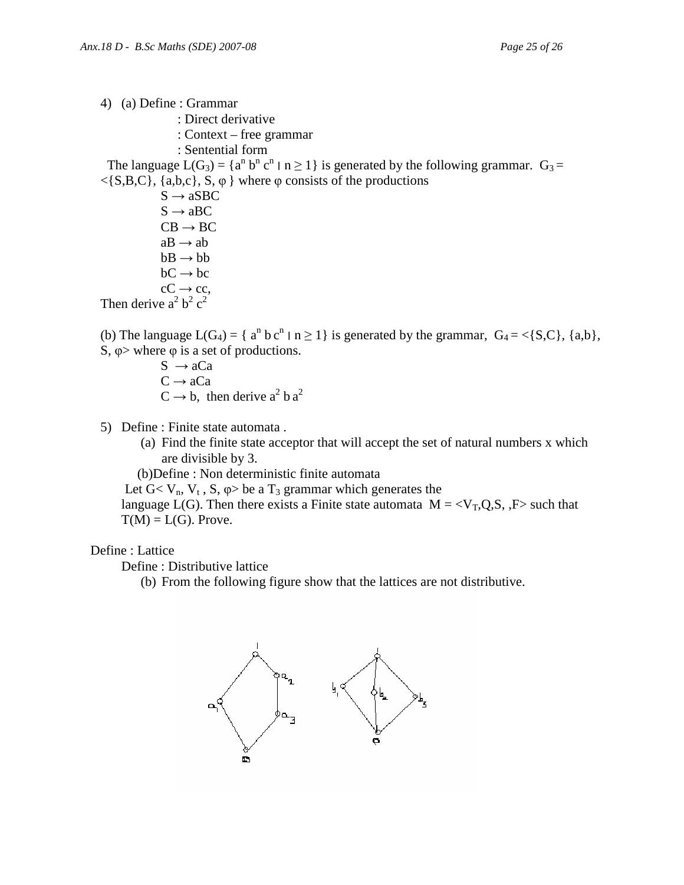4) (a) Define : Grammar

: Direct derivative

: Context – free grammar

: Sentential form

The language $L(G_3) = \{a^n b^n c^n \mid n \geq 1\}$ is generated by the following grammar. $G_3 = <\{S,B,C\}, \{a,b,c\}, S, \varphi\}$ where $\varphi$ consists of the productions

$S \rightarrow aSBC$
$S \rightarrow aBC$
$CB \rightarrow BC$
$aB \rightarrow ab$
$bB \rightarrow bb$
$bC \rightarrow bc$
$cC \rightarrow cc$,

Then derive $a^2 b^2 c^2$

(b) The language $L(G_4) = \{ a^n b c^n \mid n \geq 1\}$ is generated by the grammar, $G_4 = <\{S,C\}, \{a,b\}, S, \varphi>$ where $\varphi$ is a set of productions.

$S \rightarrow aCa$
$C \rightarrow aCa$
$C \rightarrow b$, then derive $a^2 b a^2$

5) Define : Finite state automata .

(a) Find the finite state acceptor that will accept the set of natural numbers x which are divisible by 3.

(b)Define : Non deterministic finite automata

Let $G< V_n, V_t , S, \varphi>$ be a $T_3$ grammar which generates the language L(G). Then there exists a Finite state automata $M = <V_T,Q,S, ,F>$ such that $T(M) = L(G)$. Prove.

Define : Lattice

Define : Distributive lattice

(b) From the following figure show that the lattices are not distributive.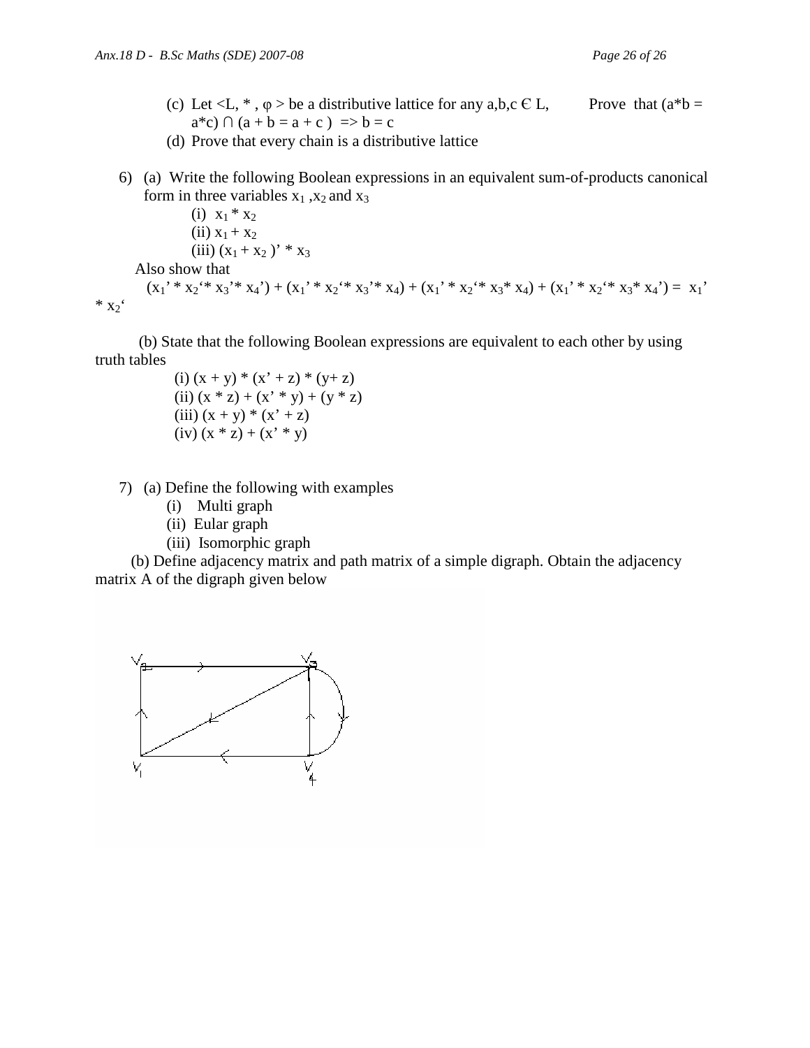(c) Let <L, * , φ > be a distributive lattice for any a,b,c Є L, Prove that (a*b = a*c) ∩ (a + b = a + c ) => b = c

(d) Prove that every chain is a distributive lattice

6) (a) Write the following Boolean expressions in an equivalent sum-of-products canonical form in three variables $x_1$ ,$x_2$ and $x_3$

(i) $x_1 * x_2$

(ii) $x_1 + x_2$

(iii) $(x_1 + x_2 )' * x_3$

Also show that

$(x_1' * x_2' * x_3' * x_4') + (x_1' * x_2' * x_3' * x_4) + (x_1' * x_2' * x_3 * x_4) + (x_1' * x_2' * x_3 * x_4') = x_1' * x_2'$

(b) State that the following Boolean expressions are equivalent to each other by using truth tables

(i) (x + y) * (x' + z) * (y+ z)

(ii) (x * z) + (x' * y) + (y * z)

(iii) (x + y) * (x' + z)

(iv) (x * z) + (x' * y)

7) (a) Define the following with examples

(i) Multi graph

(ii) Eular graph

(iii) Isomorphic graph

(b) Define adjacency matrix and path matrix of a simple digraph. Obtain the adjacency matrix A of the digraph given below

V2 V3

V1 V4